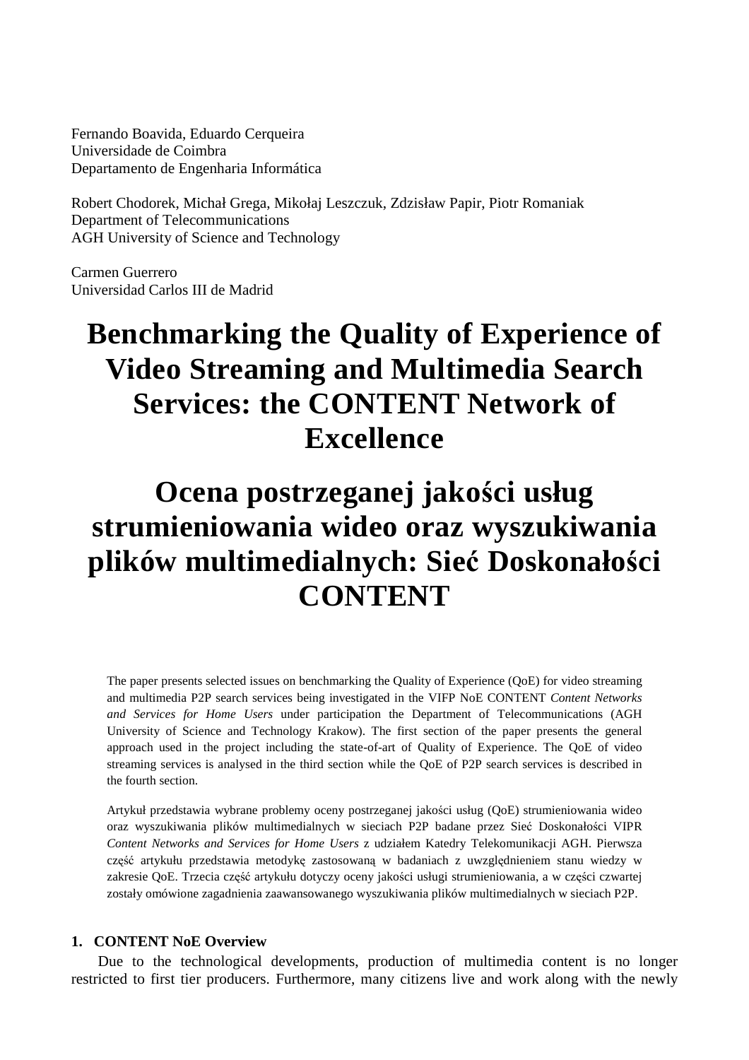Fernando Boavida, Eduardo Cerqueira
Universidade de Coimbra
Departamento de Engenharia Informática

Robert Chodorek, Michał Grega, Mikołaj Leszczuk, Zdzisław Papir, Piotr Romaniak
Department of Telecommunications
AGH University of Science and Technology

Carmen Guerrero
Universidad Carlos III de Madrid

# Benchmarking the Quality of Experience of Video Streaming and Multimedia Search Services: the CONTENT Network of Excellence

# Ocena postrzeganej jakości usług strumieniowania wideo oraz wyszukiwania plików multimedialnych: Sieć Doskonałości CONTENT

The paper presents selected issues on benchmarking the Quality of Experience (QoE) for video streaming and multimedia P2P search services being investigated in the VIFP NoE CONTENT *Content Networks and Services for Home Users* under participation the Department of Telecommunications (AGH University of Science and Technology Krakow). The first section of the paper presents the general approach used in the project including the state-of-art of Quality of Experience. The QoE of video streaming services is analysed in the third section while the QoE of P2P search services is described in the fourth section.

Artykuł przedstawia wybrane problemy oceny postrzeganej jakości usług (QoE) strumieniowania wideo oraz wyszukiwania plików multimedialnych w sieciach P2P badane przez Sieć Doskonałości VIPR *Content Networks and Services for Home Users* z udziałem Katedry Telekomunikacji AGH. Pierwsza część artykułu przedstawia metodykę zastosowaną w badaniach z uwzględnieniem stanu wiedzy w zakresie QoE. Trzecia część artykułu dotyczy oceny jakości usługi strumieniowania, a w części czwartej zostały omówione zagadnienia zaawansowanego wyszukiwania plików multimedialnych w sieciach P2P.

## 1. CONTENT NoE Overview

Due to the technological developments, production of multimedia content is no longer restricted to first tier producers. Furthermore, many citizens live and work along with the newly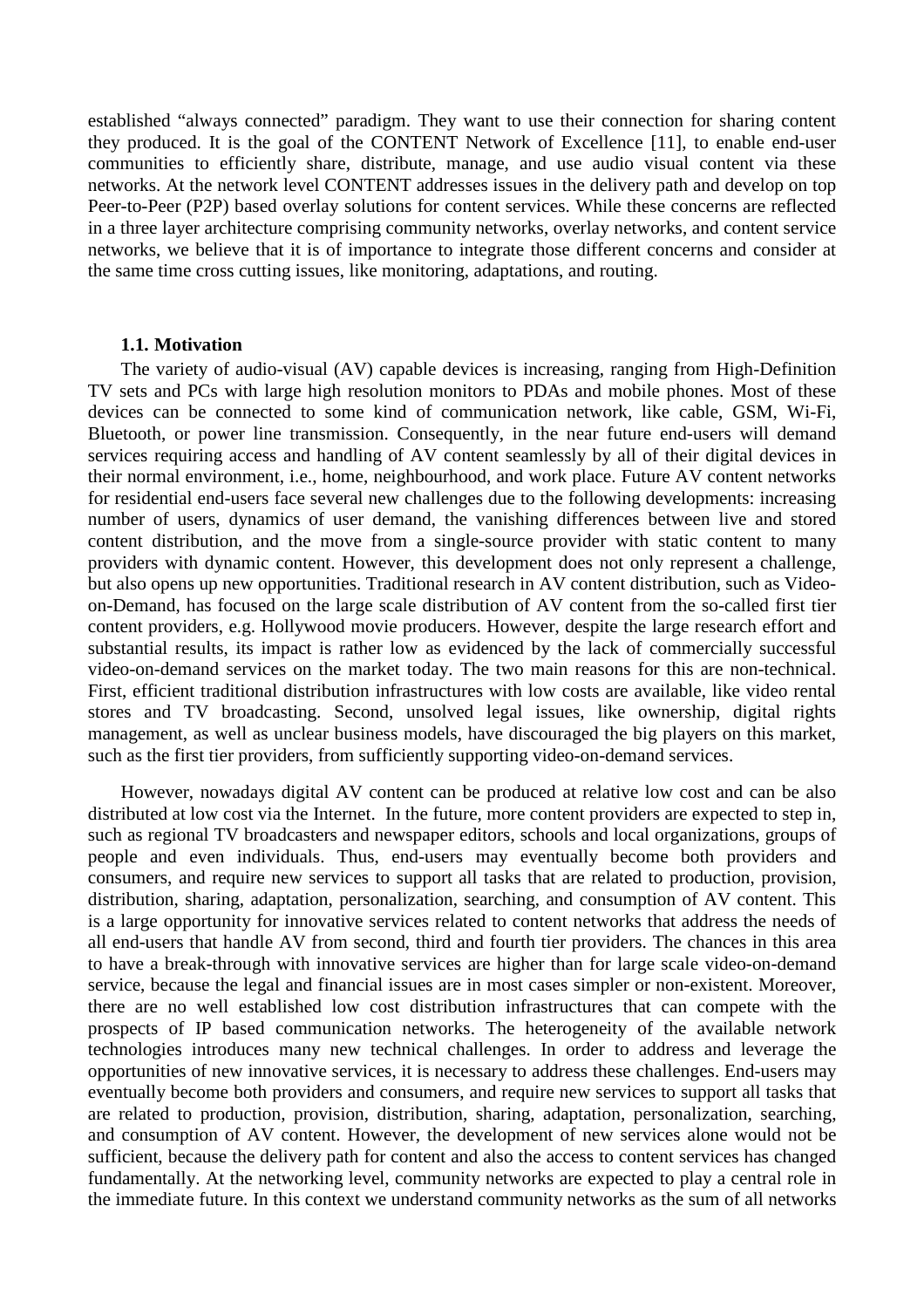established "always connected" paradigm. They want to use their connection for sharing content they produced. It is the goal of the CONTENT Network of Excellence [11], to enable end-user communities to efficiently share, distribute, manage, and use audio visual content via these networks. At the network level CONTENT addresses issues in the delivery path and develop on top Peer-to-Peer (P2P) based overlay solutions for content services. While these concerns are reflected in a three layer architecture comprising community networks, overlay networks, and content service networks, we believe that it is of importance to integrate those different concerns and consider at the same time cross cutting issues, like monitoring, adaptations, and routing.

### 1.1. Motivation

The variety of audio-visual (AV) capable devices is increasing, ranging from High-Definition TV sets and PCs with large high resolution monitors to PDAs and mobile phones. Most of these devices can be connected to some kind of communication network, like cable, GSM, Wi-Fi, Bluetooth, or power line transmission. Consequently, in the near future end-users will demand services requiring access and handling of AV content seamlessly by all of their digital devices in their normal environment, i.e., home, neighbourhood, and work place. Future AV content networks for residential end-users face several new challenges due to the following developments: increasing number of users, dynamics of user demand, the vanishing differences between live and stored content distribution, and the move from a single-source provider with static content to many providers with dynamic content. However, this development does not only represent a challenge, but also opens up new opportunities. Traditional research in AV content distribution, such as Video-on-Demand, has focused on the large scale distribution of AV content from the so-called first tier content providers, e.g. Hollywood movie producers. However, despite the large research effort and substantial results, its impact is rather low as evidenced by the lack of commercially successful video-on-demand services on the market today. The two main reasons for this are non-technical. First, efficient traditional distribution infrastructures with low costs are available, like video rental stores and TV broadcasting. Second, unsolved legal issues, like ownership, digital rights management, as well as unclear business models, have discouraged the big players on this market, such as the first tier providers, from sufficiently supporting video-on-demand services.

However, nowadays digital AV content can be produced at relative low cost and can be also distributed at low cost via the Internet. In the future, more content providers are expected to step in, such as regional TV broadcasters and newspaper editors, schools and local organizations, groups of people and even individuals. Thus, end-users may eventually become both providers and consumers, and require new services to support all tasks that are related to production, provision, distribution, sharing, adaptation, personalization, searching, and consumption of AV content. This is a large opportunity for innovative services related to content networks that address the needs of all end-users that handle AV from second, third and fourth tier providers. The chances in this area to have a break-through with innovative services are higher than for large scale video-on-demand service, because the legal and financial issues are in most cases simpler or non-existent. Moreover, there are no well established low cost distribution infrastructures that can compete with the prospects of IP based communication networks. The heterogeneity of the available network technologies introduces many new technical challenges. In order to address and leverage the opportunities of new innovative services, it is necessary to address these challenges. End-users may eventually become both providers and consumers, and require new services to support all tasks that are related to production, provision, distribution, sharing, adaptation, personalization, searching, and consumption of AV content. However, the development of new services alone would not be sufficient, because the delivery path for content and also the access to content services has changed fundamentally. At the networking level, community networks are expected to play a central role in the immediate future. In this context we understand community networks as the sum of all networks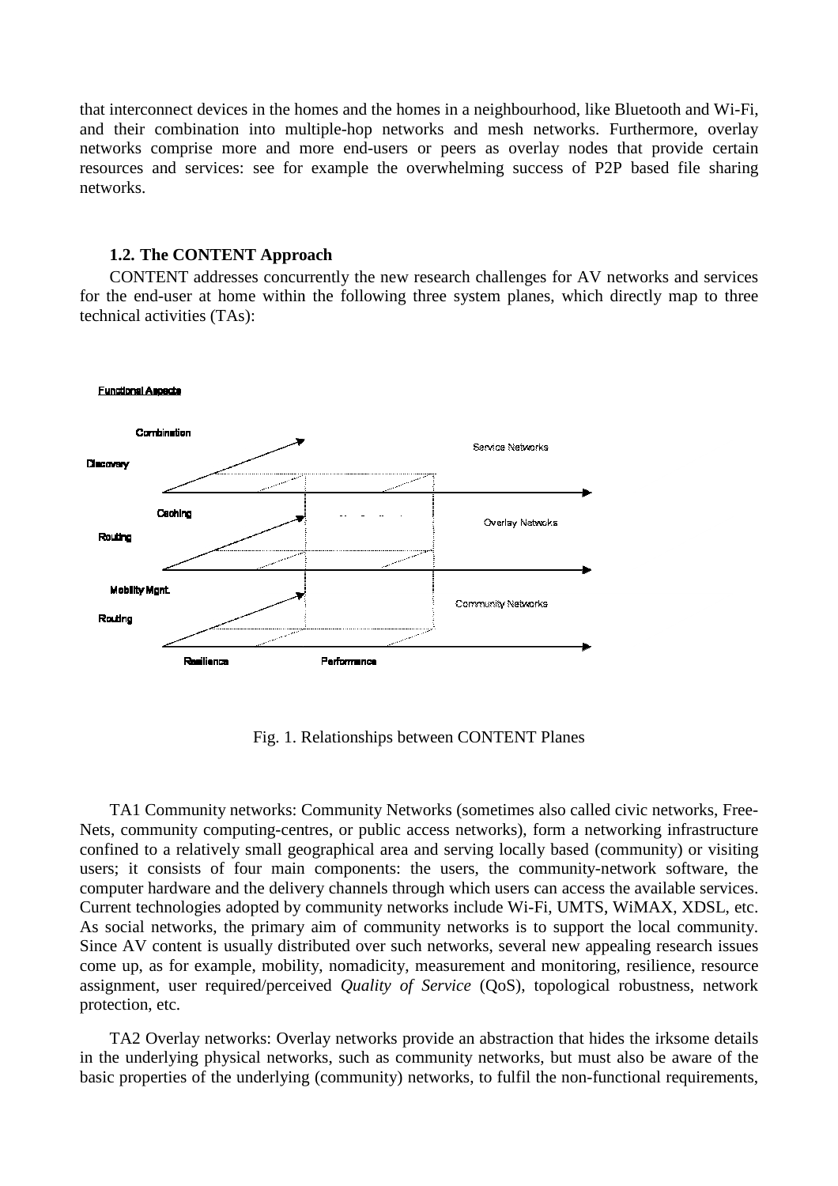that interconnect devices in the homes and the homes in a neighbourhood, like Bluetooth and Wi-Fi, and their combination into multiple-hop networks and mesh networks. Furthermore, overlay networks comprise more and more end-users or peers as overlay nodes that provide certain resources and services: see for example the overwhelming success of P2P based file sharing networks.

### 1.2. The CONTENT Approach

CONTENT addresses concurrently the new research challenges for AV networks and services for the end-user at home within the following three system planes, which directly map to three technical activities (TAs):

Functional Aspects

Combination

Discovery

Service Networks

Caching

Routing

Overlay Networks

Mobility Mgnt.

Routing

Community Networks

Resilience

Performance

Fig. 1. Relationships between CONTENT Planes

TA1 Community networks: Community Networks (sometimes also called civic networks, Free-Nets, community computing-centres, or public access networks), form a networking infrastructure confined to a relatively small geographical area and serving locally based (community) or visiting users; it consists of four main components: the users, the community-network software, the computer hardware and the delivery channels through which users can access the available services. Current technologies adopted by community networks include Wi-Fi, UMTS, WiMAX, XDSL, etc. As social networks, the primary aim of community networks is to support the local community. Since AV content is usually distributed over such networks, several new appealing research issues come up, as for example, mobility, nomadicity, measurement and monitoring, resilience, resource assignment, user required/perceived *Quality of Service* (QoS), topological robustness, network protection, etc.

TA2 Overlay networks: Overlay networks provide an abstraction that hides the irksome details in the underlying physical networks, such as community networks, but must also be aware of the basic properties of the underlying (community) networks, to fulfil the non-functional requirements,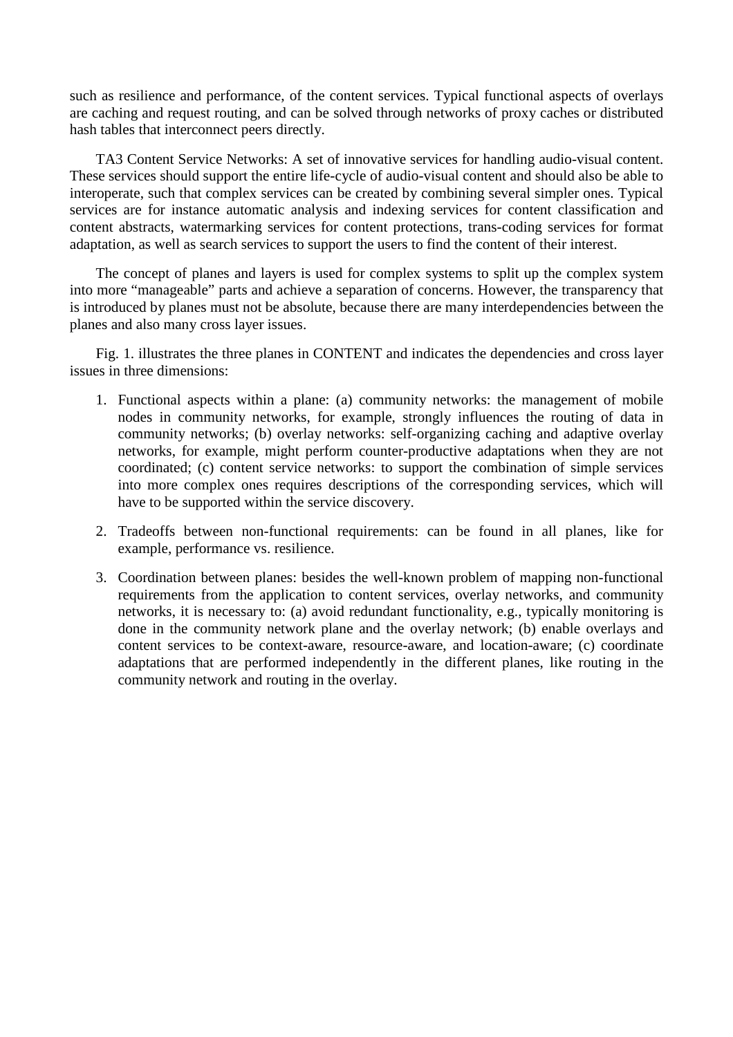such as resilience and performance, of the content services. Typical functional aspects of overlays are caching and request routing, and can be solved through networks of proxy caches or distributed hash tables that interconnect peers directly.

TA3 Content Service Networks: A set of innovative services for handling audio-visual content. These services should support the entire life-cycle of audio-visual content and should also be able to interoperate, such that complex services can be created by combining several simpler ones. Typical services are for instance automatic analysis and indexing services for content classification and content abstracts, watermarking services for content protections, trans-coding services for format adaptation, as well as search services to support the users to find the content of their interest.

The concept of planes and layers is used for complex systems to split up the complex system into more "manageable" parts and achieve a separation of concerns. However, the transparency that is introduced by planes must not be absolute, because there are many interdependencies between the planes and also many cross layer issues.

Fig. 1. illustrates the three planes in CONTENT and indicates the dependencies and cross layer issues in three dimensions:

1. Functional aspects within a plane: (a) community networks: the management of mobile nodes in community networks, for example, strongly influences the routing of data in community networks; (b) overlay networks: self-organizing caching and adaptive overlay networks, for example, might perform counter-productive adaptations when they are not coordinated; (c) content service networks: to support the combination of simple services into more complex ones requires descriptions of the corresponding services, which will have to be supported within the service discovery.

2. Tradeoffs between non-functional requirements: can be found in all planes, like for example, performance vs. resilience.

3. Coordination between planes: besides the well-known problem of mapping non-functional requirements from the application to content services, overlay networks, and community networks, it is necessary to: (a) avoid redundant functionality, e.g., typically monitoring is done in the community network plane and the overlay network; (b) enable overlays and content services to be context-aware, resource-aware, and location-aware; (c) coordinate adaptations that are performed independently in the different planes, like routing in the community network and routing in the overlay.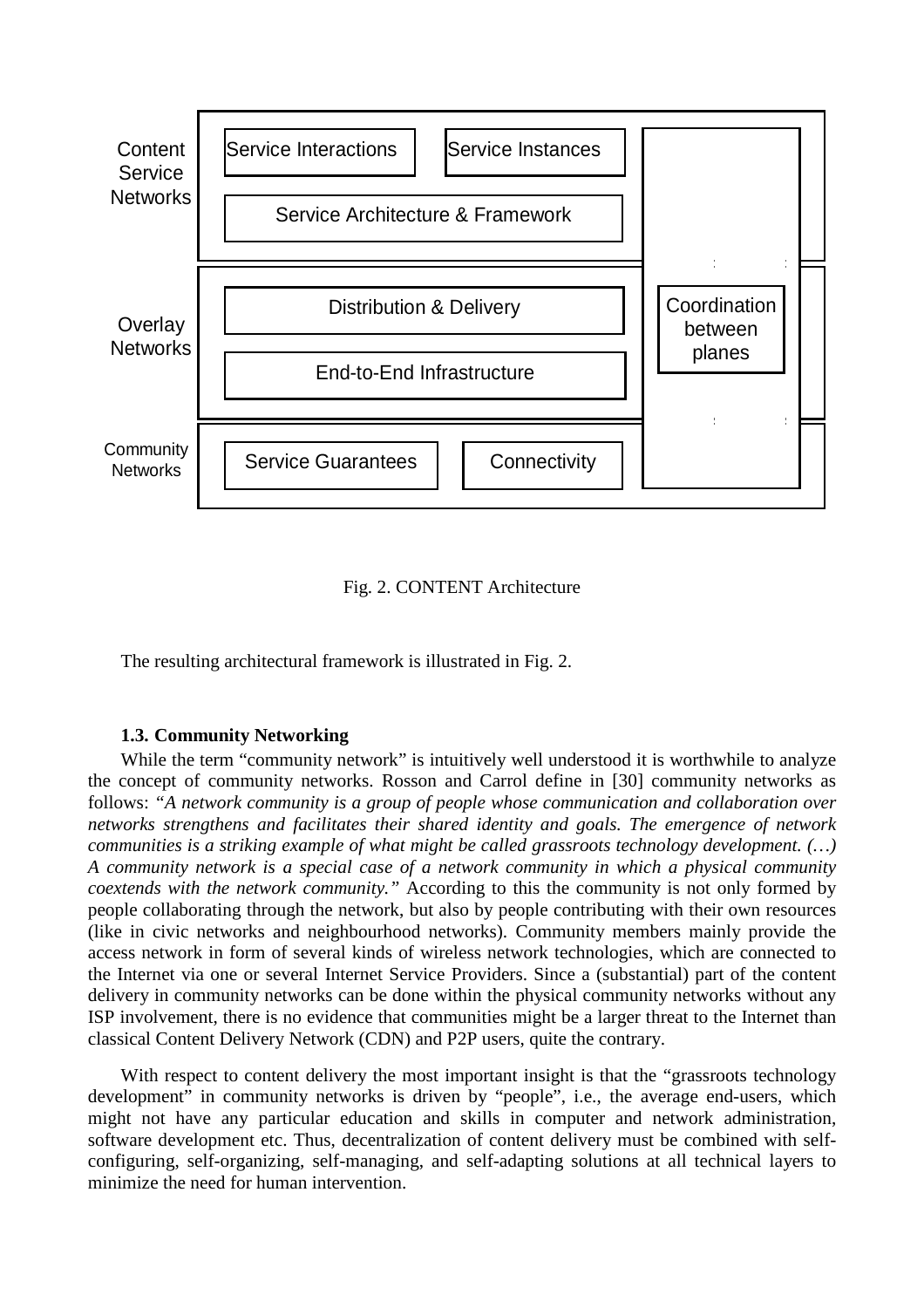Content Service Networks

Service Interactions

Service Instances

Service Architecture & Framework

Overlay Networks

Distribution & Delivery

End-to-End Infrastructure

Coordination between planes

Community Networks

Service Guarantees

Connectivity

Fig. 2. CONTENT Architecture

The resulting architectural framework is illustrated in Fig. 2.

### 1.3. Community Networking

While the term "community network" is intuitively well understood it is worthwhile to analyze the concept of community networks. Rosson and Carrol define in [30] community networks as follows: *"A network community is a group of people whose communication and collaboration over networks strengthens and facilitates their shared identity and goals. The emergence of network communities is a striking example of what might be called grassroots technology development. (…) A community network is a special case of a network community in which a physical community coextends with the network community."* According to this the community is not only formed by people collaborating through the network, but also by people contributing with their own resources (like in civic networks and neighbourhood networks). Community members mainly provide the access network in form of several kinds of wireless network technologies, which are connected to the Internet via one or several Internet Service Providers. Since a (substantial) part of the content delivery in community networks can be done within the physical community networks without any ISP involvement, there is no evidence that communities might be a larger threat to the Internet than classical Content Delivery Network (CDN) and P2P users, quite the contrary.

With respect to content delivery the most important insight is that the "grassroots technology development" in community networks is driven by "people", i.e., the average end-users, which might not have any particular education and skills in computer and network administration, software development etc. Thus, decentralization of content delivery must be combined with self-configuring, self-organizing, self-managing, and self-adapting solutions at all technical layers to minimize the need for human intervention.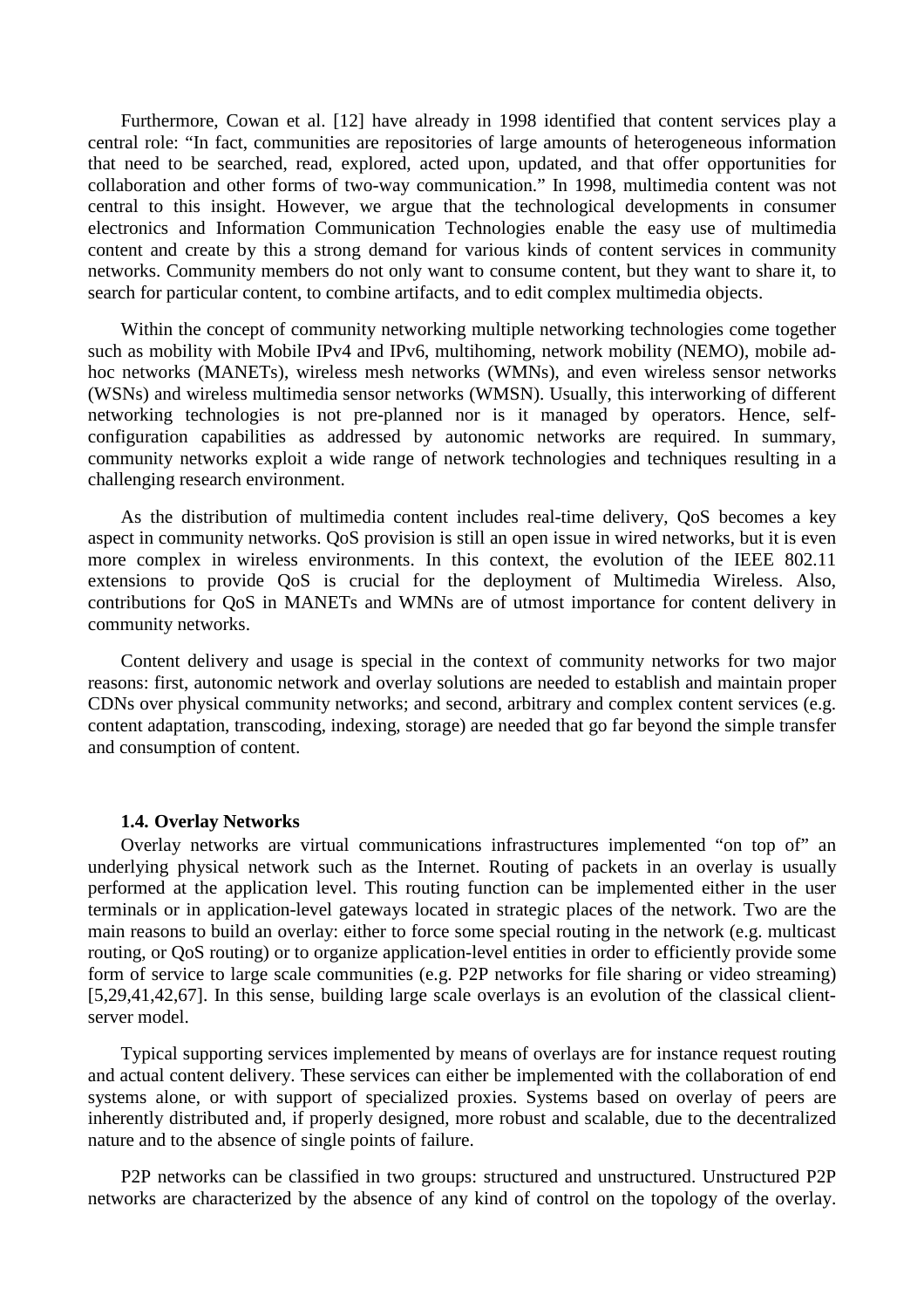Furthermore, Cowan et al. [12] have already in 1998 identified that content services play a central role: "In fact, communities are repositories of large amounts of heterogeneous information that need to be searched, read, explored, acted upon, updated, and that offer opportunities for collaboration and other forms of two-way communication." In 1998, multimedia content was not central to this insight. However, we argue that the technological developments in consumer electronics and Information Communication Technologies enable the easy use of multimedia content and create by this a strong demand for various kinds of content services in community networks. Community members do not only want to consume content, but they want to share it, to search for particular content, to combine artifacts, and to edit complex multimedia objects.

Within the concept of community networking multiple networking technologies come together such as mobility with Mobile IPv4 and IPv6, multihoming, network mobility (NEMO), mobile ad-hoc networks (MANETs), wireless mesh networks (WMNs), and even wireless sensor networks (WSNs) and wireless multimedia sensor networks (WMSN). Usually, this interworking of different networking technologies is not pre-planned nor is it managed by operators. Hence, self-configuration capabilities as addressed by autonomic networks are required. In summary, community networks exploit a wide range of network technologies and techniques resulting in a challenging research environment.

As the distribution of multimedia content includes real-time delivery, QoS becomes a key aspect in community networks. QoS provision is still an open issue in wired networks, but it is even more complex in wireless environments. In this context, the evolution of the IEEE 802.11 extensions to provide QoS is crucial for the deployment of Multimedia Wireless. Also, contributions for QoS in MANETs and WMNs are of utmost importance for content delivery in community networks.

Content delivery and usage is special in the context of community networks for two major reasons: first, autonomic network and overlay solutions are needed to establish and maintain proper CDNs over physical community networks; and second, arbitrary and complex content services (e.g. content adaptation, transcoding, indexing, storage) are needed that go far beyond the simple transfer and consumption of content.

### 1.4. Overlay Networks

Overlay networks are virtual communications infrastructures implemented "on top of" an underlying physical network such as the Internet. Routing of packets in an overlay is usually performed at the application level. This routing function can be implemented either in the user terminals or in application-level gateways located in strategic places of the network. Two are the main reasons to build an overlay: either to force some special routing in the network (e.g. multicast routing, or QoS routing) or to organize application-level entities in order to efficiently provide some form of service to large scale communities (e.g. P2P networks for file sharing or video streaming) [5,29,41,42,67]. In this sense, building large scale overlays is an evolution of the classical client-server model.

Typical supporting services implemented by means of overlays are for instance request routing and actual content delivery. These services can either be implemented with the collaboration of end systems alone, or with support of specialized proxies. Systems based on overlay of peers are inherently distributed and, if properly designed, more robust and scalable, due to the decentralized nature and to the absence of single points of failure.

P2P networks can be classified in two groups: structured and unstructured. Unstructured P2P networks are characterized by the absence of any kind of control on the topology of the overlay.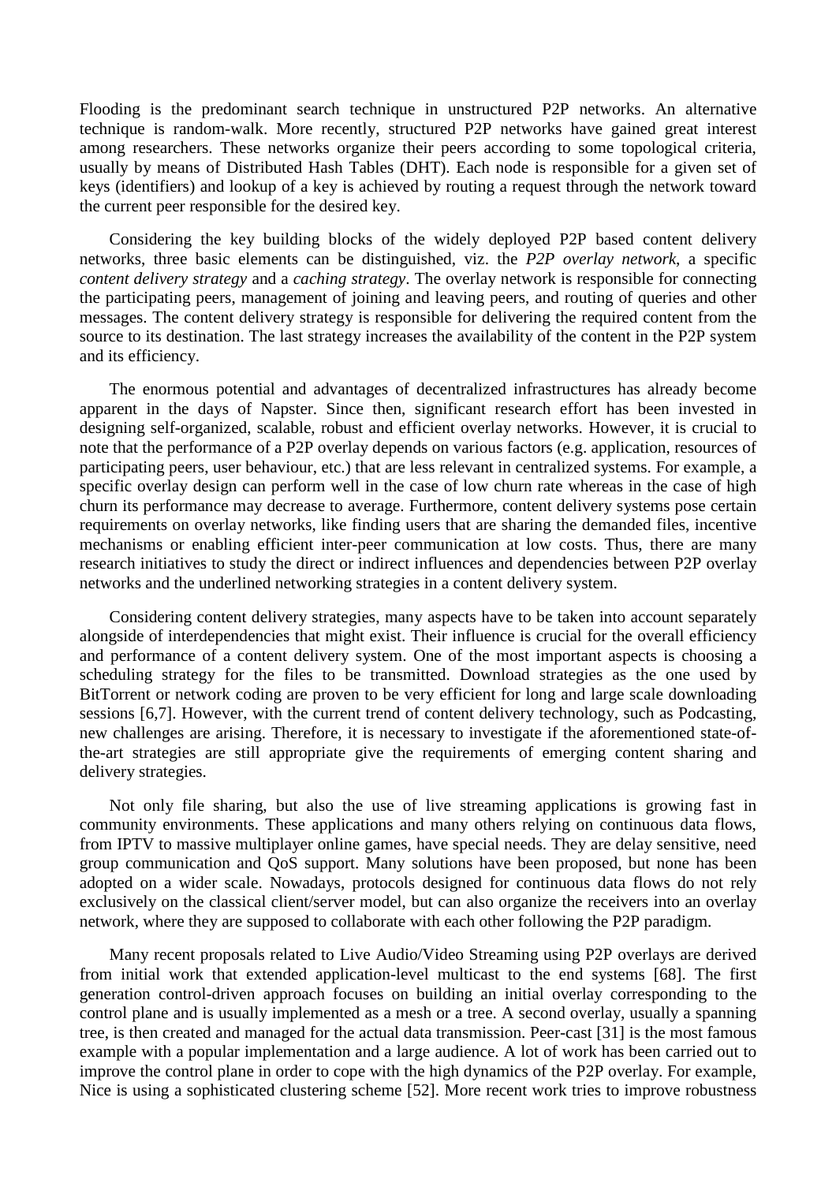Flooding is the predominant search technique in unstructured P2P networks. An alternative technique is random-walk. More recently, structured P2P networks have gained great interest among researchers. These networks organize their peers according to some topological criteria, usually by means of Distributed Hash Tables (DHT). Each node is responsible for a given set of keys (identifiers) and lookup of a key is achieved by routing a request through the network toward the current peer responsible for the desired key.

Considering the key building blocks of the widely deployed P2P based content delivery networks, three basic elements can be distinguished, viz. the *P2P overlay network*, a specific *content delivery strategy* and a *caching strategy*. The overlay network is responsible for connecting the participating peers, management of joining and leaving peers, and routing of queries and other messages. The content delivery strategy is responsible for delivering the required content from the source to its destination. The last strategy increases the availability of the content in the P2P system and its efficiency.

The enormous potential and advantages of decentralized infrastructures has already become apparent in the days of Napster. Since then, significant research effort has been invested in designing self-organized, scalable, robust and efficient overlay networks. However, it is crucial to note that the performance of a P2P overlay depends on various factors (e.g. application, resources of participating peers, user behaviour, etc.) that are less relevant in centralized systems. For example, a specific overlay design can perform well in the case of low churn rate whereas in the case of high churn its performance may decrease to average. Furthermore, content delivery systems pose certain requirements on overlay networks, like finding users that are sharing the demanded files, incentive mechanisms or enabling efficient inter-peer communication at low costs. Thus, there are many research initiatives to study the direct or indirect influences and dependencies between P2P overlay networks and the underlined networking strategies in a content delivery system.

Considering content delivery strategies, many aspects have to be taken into account separately alongside of interdependencies that might exist. Their influence is crucial for the overall efficiency and performance of a content delivery system. One of the most important aspects is choosing a scheduling strategy for the files to be transmitted. Download strategies as the one used by BitTorrent or network coding are proven to be very efficient for long and large scale downloading sessions [6,7]. However, with the current trend of content delivery technology, such as Podcasting, new challenges are arising. Therefore, it is necessary to investigate if the aforementioned state-of-the-art strategies are still appropriate give the requirements of emerging content sharing and delivery strategies.

Not only file sharing, but also the use of live streaming applications is growing fast in community environments. These applications and many others relying on continuous data flows, from IPTV to massive multiplayer online games, have special needs. They are delay sensitive, need group communication and QoS support. Many solutions have been proposed, but none has been adopted on a wider scale. Nowadays, protocols designed for continuous data flows do not rely exclusively on the classical client/server model, but can also organize the receivers into an overlay network, where they are supposed to collaborate with each other following the P2P paradigm.

Many recent proposals related to Live Audio/Video Streaming using P2P overlays are derived from initial work that extended application-level multicast to the end systems [68]. The first generation control-driven approach focuses on building an initial overlay corresponding to the control plane and is usually implemented as a mesh or a tree. A second overlay, usually a spanning tree, is then created and managed for the actual data transmission. Peer-cast [31] is the most famous example with a popular implementation and a large audience. A lot of work has been carried out to improve the control plane in order to cope with the high dynamics of the P2P overlay. For example, Nice is using a sophisticated clustering scheme [52]. More recent work tries to improve robustness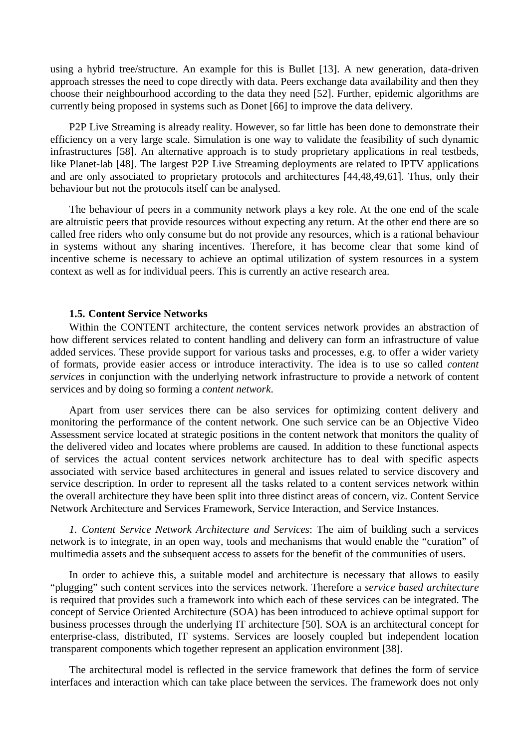using a hybrid tree/structure. An example for this is Bullet [13]. A new generation, data-driven approach stresses the need to cope directly with data. Peers exchange data availability and then they choose their neighbourhood according to the data they need [52]. Further, epidemic algorithms are currently being proposed in systems such as Donet [66] to improve the data delivery.

P2P Live Streaming is already reality. However, so far little has been done to demonstrate their efficiency on a very large scale. Simulation is one way to validate the feasibility of such dynamic infrastructures [58]. An alternative approach is to study proprietary applications in real testbeds, like Planet-lab [48]. The largest P2P Live Streaming deployments are related to IPTV applications and are only associated to proprietary protocols and architectures [44,48,49,61]. Thus, only their behaviour but not the protocols itself can be analysed.

The behaviour of peers in a community network plays a key role. At the one end of the scale are altruistic peers that provide resources without expecting any return. At the other end there are so called free riders who only consume but do not provide any resources, which is a rational behaviour in systems without any sharing incentives. Therefore, it has become clear that some kind of incentive scheme is necessary to achieve an optimal utilization of system resources in a system context as well as for individual peers. This is currently an active research area.

### 1.5. Content Service Networks

Within the CONTENT architecture, the content services network provides an abstraction of how different services related to content handling and delivery can form an infrastructure of value added services. These provide support for various tasks and processes, e.g. to offer a wider variety of formats, provide easier access or introduce interactivity. The idea is to use so called *content services* in conjunction with the underlying network infrastructure to provide a network of content services and by doing so forming a *content network*.

Apart from user services there can be also services for optimizing content delivery and monitoring the performance of the content network. One such service can be an Objective Video Assessment service located at strategic positions in the content network that monitors the quality of the delivered video and locates where problems are caused. In addition to these functional aspects of services the actual content services network architecture has to deal with specific aspects associated with service based architectures in general and issues related to service discovery and service description. In order to represent all the tasks related to a content services network within the overall architecture they have been split into three distinct areas of concern, viz. Content Service Network Architecture and Services Framework, Service Interaction, and Service Instances.

*1. Content Service Network Architecture and Services*: The aim of building such a services network is to integrate, in an open way, tools and mechanisms that would enable the "curation" of multimedia assets and the subsequent access to assets for the benefit of the communities of users.

In order to achieve this, a suitable model and architecture is necessary that allows to easily "plugging" such content services into the services network. Therefore a *service based architecture* is required that provides such a framework into which each of these services can be integrated. The concept of Service Oriented Architecture (SOA) has been introduced to achieve optimal support for business processes through the underlying IT architecture [50]. SOA is an architectural concept for enterprise-class, distributed, IT systems. Services are loosely coupled but independent location transparent components which together represent an application environment [38].

The architectural model is reflected in the service framework that defines the form of service interfaces and interaction which can take place between the services. The framework does not only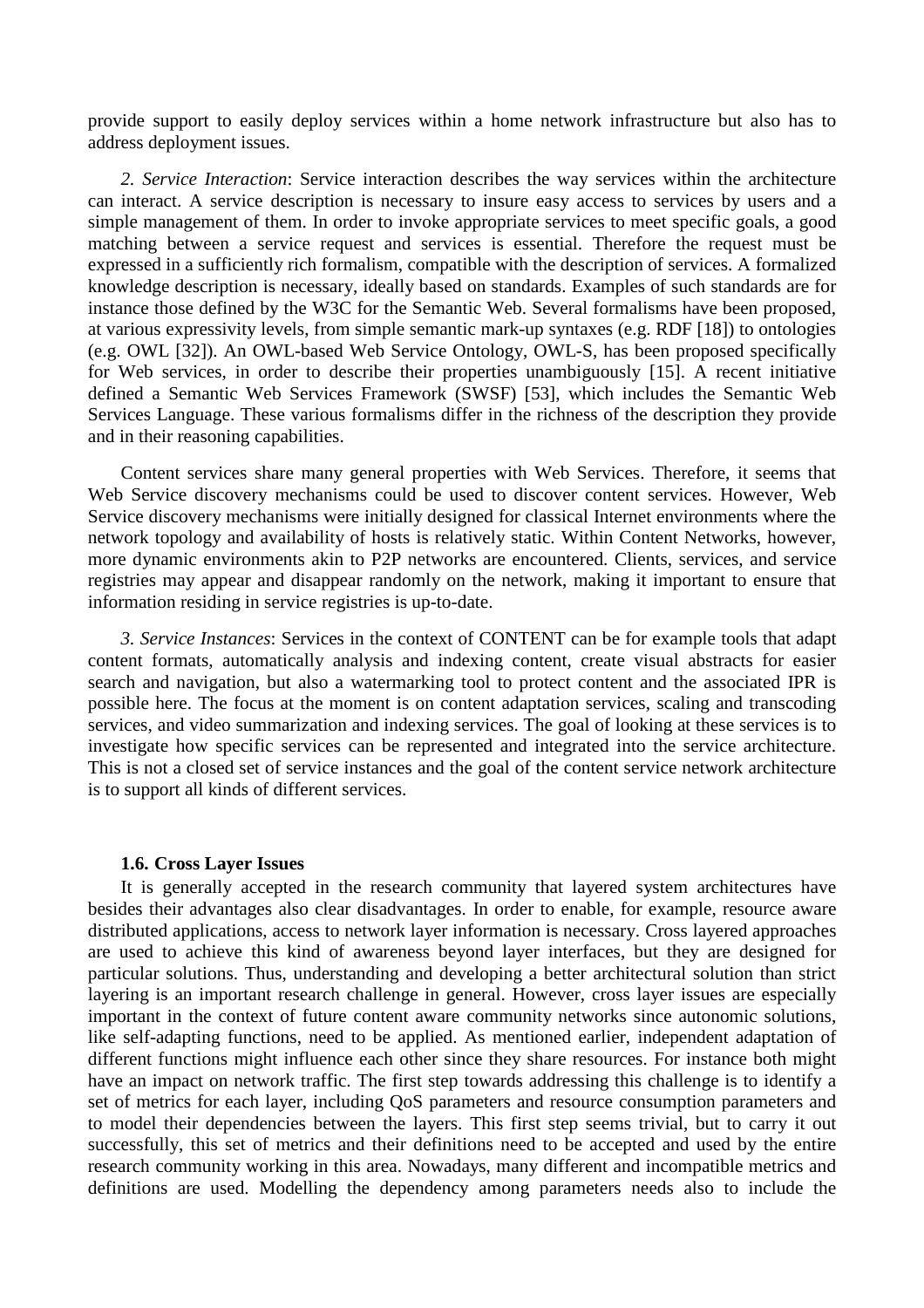provide support to easily deploy services within a home network infrastructure but also has to address deployment issues.

*2. Service Interaction*: Service interaction describes the way services within the architecture can interact. A service description is necessary to insure easy access to services by users and a simple management of them. In order to invoke appropriate services to meet specific goals, a good matching between a service request and services is essential. Therefore the request must be expressed in a sufficiently rich formalism, compatible with the description of services. A formalized knowledge description is necessary, ideally based on standards. Examples of such standards are for instance those defined by the W3C for the Semantic Web. Several formalisms have been proposed, at various expressivity levels, from simple semantic mark-up syntaxes (e.g. RDF [18]) to ontologies (e.g. OWL [32]). An OWL-based Web Service Ontology, OWL-S, has been proposed specifically for Web services, in order to describe their properties unambiguously [15]. A recent initiative defined a Semantic Web Services Framework (SWSF) [53], which includes the Semantic Web Services Language. These various formalisms differ in the richness of the description they provide and in their reasoning capabilities.

Content services share many general properties with Web Services. Therefore, it seems that Web Service discovery mechanisms could be used to discover content services. However, Web Service discovery mechanisms were initially designed for classical Internet environments where the network topology and availability of hosts is relatively static. Within Content Networks, however, more dynamic environments akin to P2P networks are encountered. Clients, services, and service registries may appear and disappear randomly on the network, making it important to ensure that information residing in service registries is up-to-date.

*3. Service Instances*: Services in the context of CONTENT can be for example tools that adapt content formats, automatically analysis and indexing content, create visual abstracts for easier search and navigation, but also a watermarking tool to protect content and the associated IPR is possible here. The focus at the moment is on content adaptation services, scaling and transcoding services, and video summarization and indexing services. The goal of looking at these services is to investigate how specific services can be represented and integrated into the service architecture. This is not a closed set of service instances and the goal of the content service network architecture is to support all kinds of different services.

### 1.6. Cross Layer Issues

It is generally accepted in the research community that layered system architectures have besides their advantages also clear disadvantages. In order to enable, for example, resource aware distributed applications, access to network layer information is necessary. Cross layered approaches are used to achieve this kind of awareness beyond layer interfaces, but they are designed for particular solutions. Thus, understanding and developing a better architectural solution than strict layering is an important research challenge in general. However, cross layer issues are especially important in the context of future content aware community networks since autonomic solutions, like self-adapting functions, need to be applied. As mentioned earlier, independent adaptation of different functions might influence each other since they share resources. For instance both might have an impact on network traffic. The first step towards addressing this challenge is to identify a set of metrics for each layer, including QoS parameters and resource consumption parameters and to model their dependencies between the layers. This first step seems trivial, but to carry it out successfully, this set of metrics and their definitions need to be accepted and used by the entire research community working in this area. Nowadays, many different and incompatible metrics and definitions are used. Modelling the dependency among parameters needs also to include the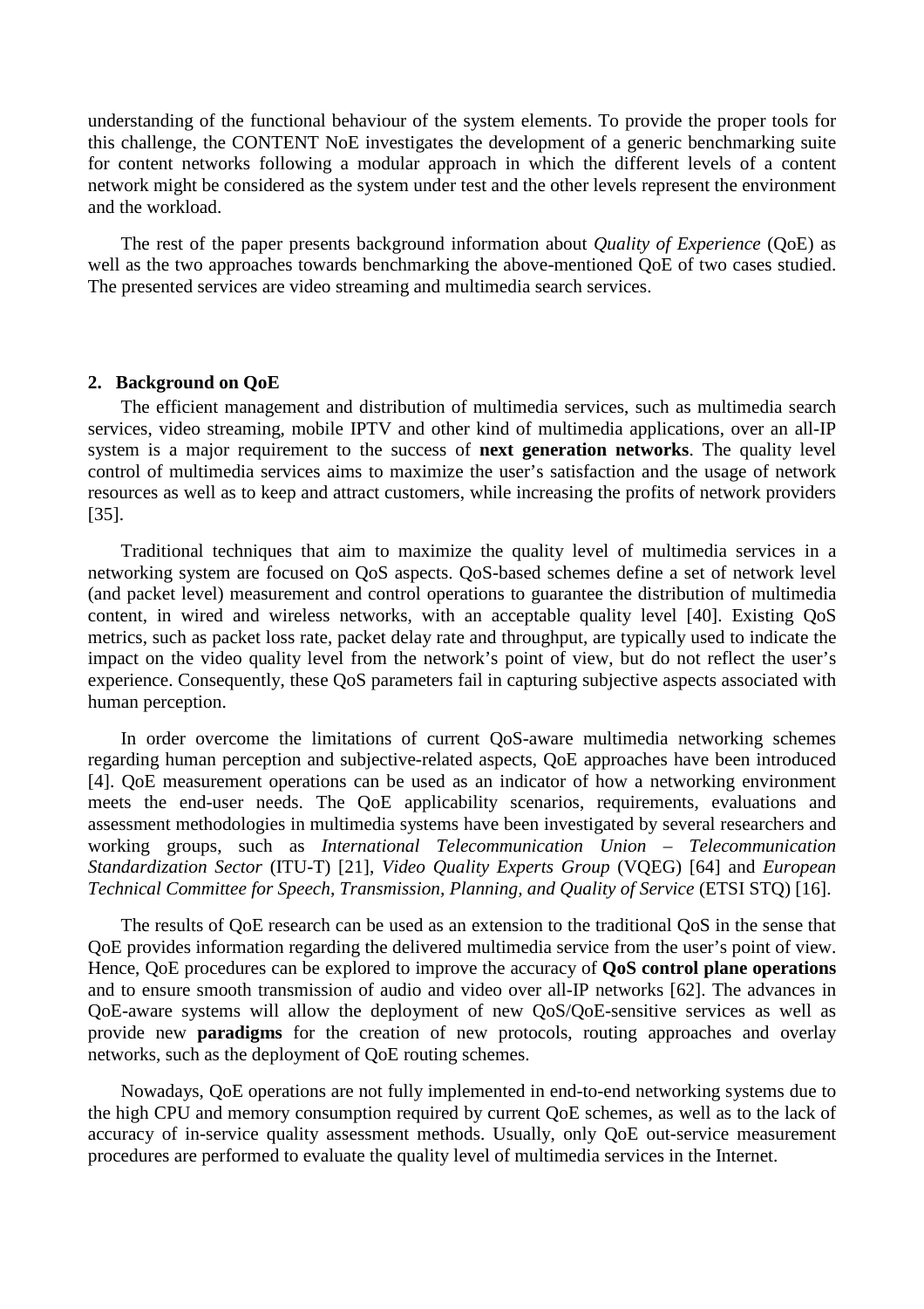understanding of the functional behaviour of the system elements. To provide the proper tools for this challenge, the CONTENT NoE investigates the development of a generic benchmarking suite for content networks following a modular approach in which the different levels of a content network might be considered as the system under test and the other levels represent the environment and the workload.

The rest of the paper presents background information about *Quality of Experience* (QoE) as well as the two approaches towards benchmarking the above-mentioned QoE of two cases studied. The presented services are video streaming and multimedia search services.

## 2. Background on QoE

The efficient management and distribution of multimedia services, such as multimedia search services, video streaming, mobile IPTV and other kind of multimedia applications, over an all-IP system is a major requirement to the success of **next generation networks**. The quality level control of multimedia services aims to maximize the user's satisfaction and the usage of network resources as well as to keep and attract customers, while increasing the profits of network providers [35].

Traditional techniques that aim to maximize the quality level of multimedia services in a networking system are focused on QoS aspects. QoS-based schemes define a set of network level (and packet level) measurement and control operations to guarantee the distribution of multimedia content, in wired and wireless networks, with an acceptable quality level [40]. Existing QoS metrics, such as packet loss rate, packet delay rate and throughput, are typically used to indicate the impact on the video quality level from the network's point of view, but do not reflect the user's experience. Consequently, these QoS parameters fail in capturing subjective aspects associated with human perception.

In order overcome the limitations of current QoS-aware multimedia networking schemes regarding human perception and subjective-related aspects, QoE approaches have been introduced [4]. QoE measurement operations can be used as an indicator of how a networking environment meets the end-user needs. The QoE applicability scenarios, requirements, evaluations and assessment methodologies in multimedia systems have been investigated by several researchers and working groups, such as *International Telecommunication Union – Telecommunication Standardization Sector* (ITU-T) [21], *Video Quality Experts Group* (VQEG) [64] and *European Technical Committee for Speech, Transmission, Planning, and Quality of Service* (ETSI STQ) [16].

The results of QoE research can be used as an extension to the traditional QoS in the sense that QoE provides information regarding the delivered multimedia service from the user's point of view. Hence, QoE procedures can be explored to improve the accuracy of **QoS control plane operations** and to ensure smooth transmission of audio and video over all-IP networks [62]. The advances in QoE-aware systems will allow the deployment of new QoS/QoE-sensitive services as well as provide new **paradigms** for the creation of new protocols, routing approaches and overlay networks, such as the deployment of QoE routing schemes.

Nowadays, QoE operations are not fully implemented in end-to-end networking systems due to the high CPU and memory consumption required by current QoE schemes, as well as to the lack of accuracy of in-service quality assessment methods. Usually, only QoE out-service measurement procedures are performed to evaluate the quality level of multimedia services in the Internet.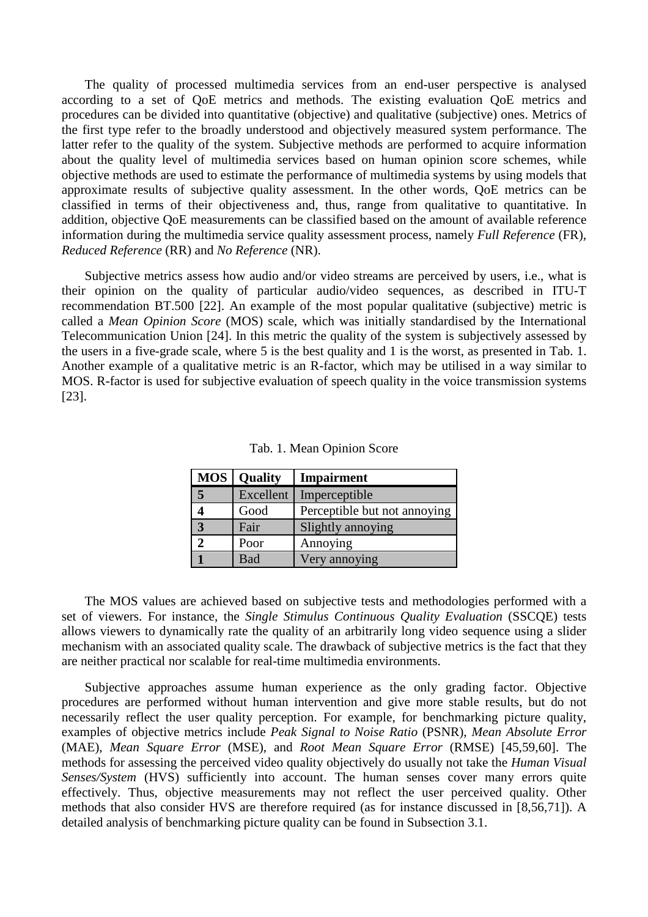The quality of processed multimedia services from an end-user perspective is analysed according to a set of QoE metrics and methods. The existing evaluation QoE metrics and procedures can be divided into quantitative (objective) and qualitative (subjective) ones. Metrics of the first type refer to the broadly understood and objectively measured system performance. The latter refer to the quality of the system. Subjective methods are performed to acquire information about the quality level of multimedia services based on human opinion score schemes, while objective methods are used to estimate the performance of multimedia systems by using models that approximate results of subjective quality assessment. In the other words, QoE metrics can be classified in terms of their objectiveness and, thus, range from qualitative to quantitative. In addition, objective QoE measurements can be classified based on the amount of available reference information during the multimedia service quality assessment process, namely *Full Reference* (FR), *Reduced Reference* (RR) and *No Reference* (NR).

Subjective metrics assess how audio and/or video streams are perceived by users, i.e., what is their opinion on the quality of particular audio/video sequences, as described in ITU-T recommendation BT.500 [22]. An example of the most popular qualitative (subjective) metric is called a *Mean Opinion Score* (MOS) scale, which was initially standardised by the International Telecommunication Union [24]. In this metric the quality of the system is subjectively assessed by the users in a five-grade scale, where 5 is the best quality and 1 is the worst, as presented in Tab. 1. Another example of a qualitative metric is an R-factor, which may be utilised in a way similar to MOS. R-factor is used for subjective evaluation of speech quality in the voice transmission systems [23].

Tab. 1. Mean Opinion Score

| MOS | Quality | Impairment |
|---|---|---|
| **5** | Excellent | Imperceptible |
| **4** | Good | Perceptible but not annoying |
| **3** | Fair | Slightly annoying |
| **2** | Poor | Annoying |
| **1** | Bad | Very annoying |

The MOS values are achieved based on subjective tests and methodologies performed with a set of viewers. For instance, the *Single Stimulus Continuous Quality Evaluation* (SSCQE) tests allows viewers to dynamically rate the quality of an arbitrarily long video sequence using a slider mechanism with an associated quality scale. The drawback of subjective metrics is the fact that they are neither practical nor scalable for real-time multimedia environments.

Subjective approaches assume human experience as the only grading factor. Objective procedures are performed without human intervention and give more stable results, but do not necessarily reflect the user quality perception. For example, for benchmarking picture quality, examples of objective metrics include *Peak Signal to Noise Ratio* (PSNR), *Mean Absolute Error* (MAE), *Mean Square Error* (MSE), and *Root Mean Square Error* (RMSE) [45,59,60]. The methods for assessing the perceived video quality objectively do usually not take the *Human Visual Senses/System* (HVS) sufficiently into account. The human senses cover many errors quite effectively. Thus, objective measurements may not reflect the user perceived quality. Other methods that also consider HVS are therefore required (as for instance discussed in [8,56,71]). A detailed analysis of benchmarking picture quality can be found in Subsection 3.1.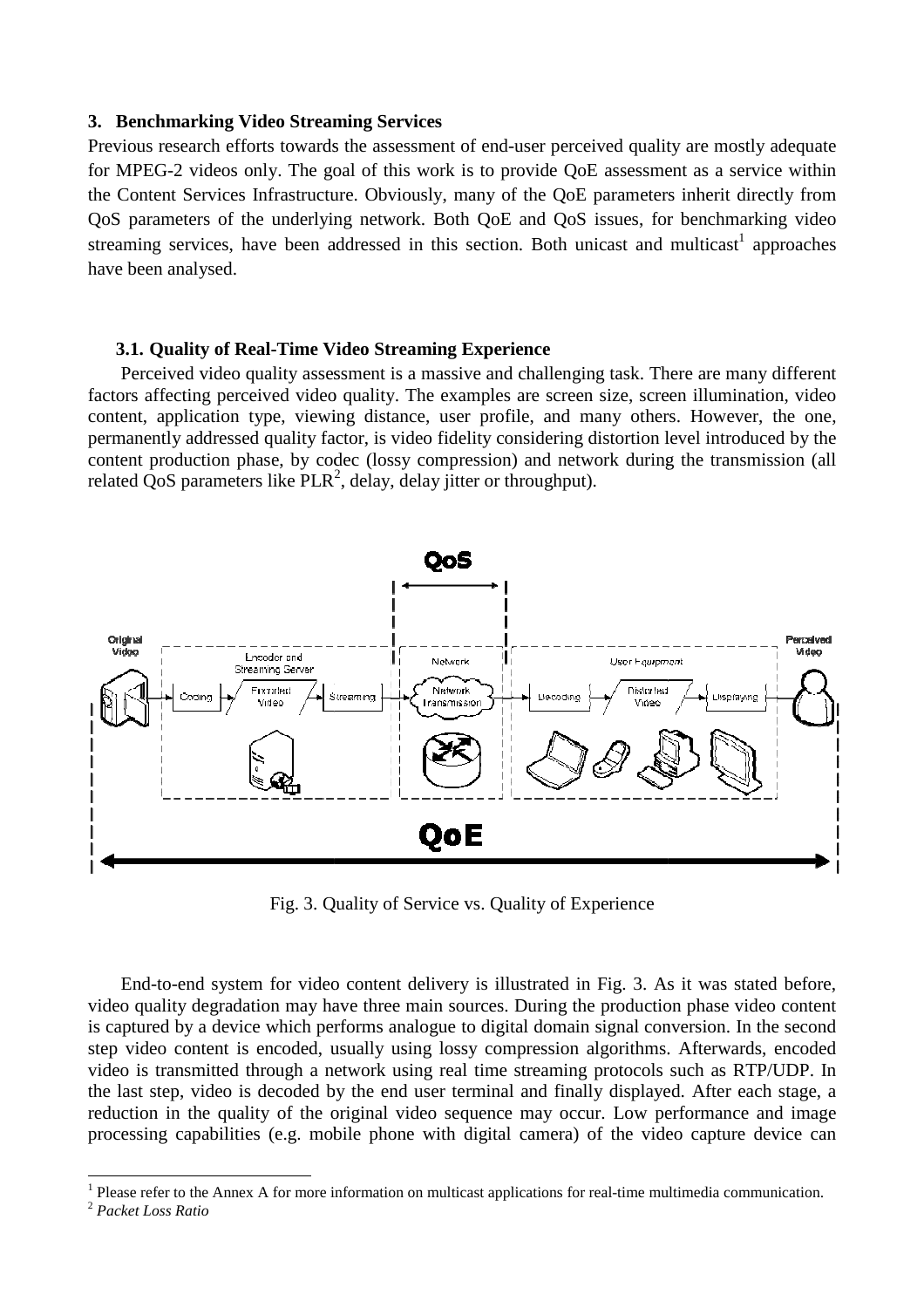## 3. Benchmarking Video Streaming Services

Previous research efforts towards the assessment of end-user perceived quality are mostly adequate for MPEG-2 videos only. The goal of this work is to provide QoE assessment as a service within the Content Services Infrastructure. Obviously, many of the QoE parameters inherit directly from QoS parameters of the underlying network. Both QoE and QoS issues, for benchmarking video streaming services, have been addressed in this section. Both unicast and multicast[1] approaches have been analysed.

### 3.1. Quality of Real-Time Video Streaming Experience

Perceived video quality assessment is a massive and challenging task. There are many different factors affecting perceived video quality. The examples are screen size, screen illumination, video content, application type, viewing distance, user profile, and many others. However, the one, permanently addressed quality factor, is video fidelity considering distortion level introduced by the content production phase, by codec (lossy compression) and network during the transmission (all related QoS parameters like PLR[2], delay, delay jitter or throughput).

QoS

Original Video

Encoder and Streaming Server

Coding

Encoded Video

Streaming

Network

Network Transmission

User Equipment

Decoding

Distorted Video

Displaying

Perceived Video

QoE

Fig. 3. Quality of Service vs. Quality of Experience

End-to-end system for video content delivery is illustrated in Fig. 3. As it was stated before, video quality degradation may have three main sources. During the production phase video content is captured by a device which performs analogue to digital domain signal conversion. In the second step video content is encoded, usually using lossy compression algorithms. Afterwards, encoded video is transmitted through a network using real time streaming protocols such as RTP/UDP. In the last step, video is decoded by the end user terminal and finally displayed. After each stage, a reduction in the quality of the original video sequence may occur. Low performance and image processing capabilities (e.g. mobile phone with digital camera) of the video capture device can

---

[1] Please refer to the Annex A for more information on multicast applications for real-time multimedia communication.

[2] *Packet Loss Ratio*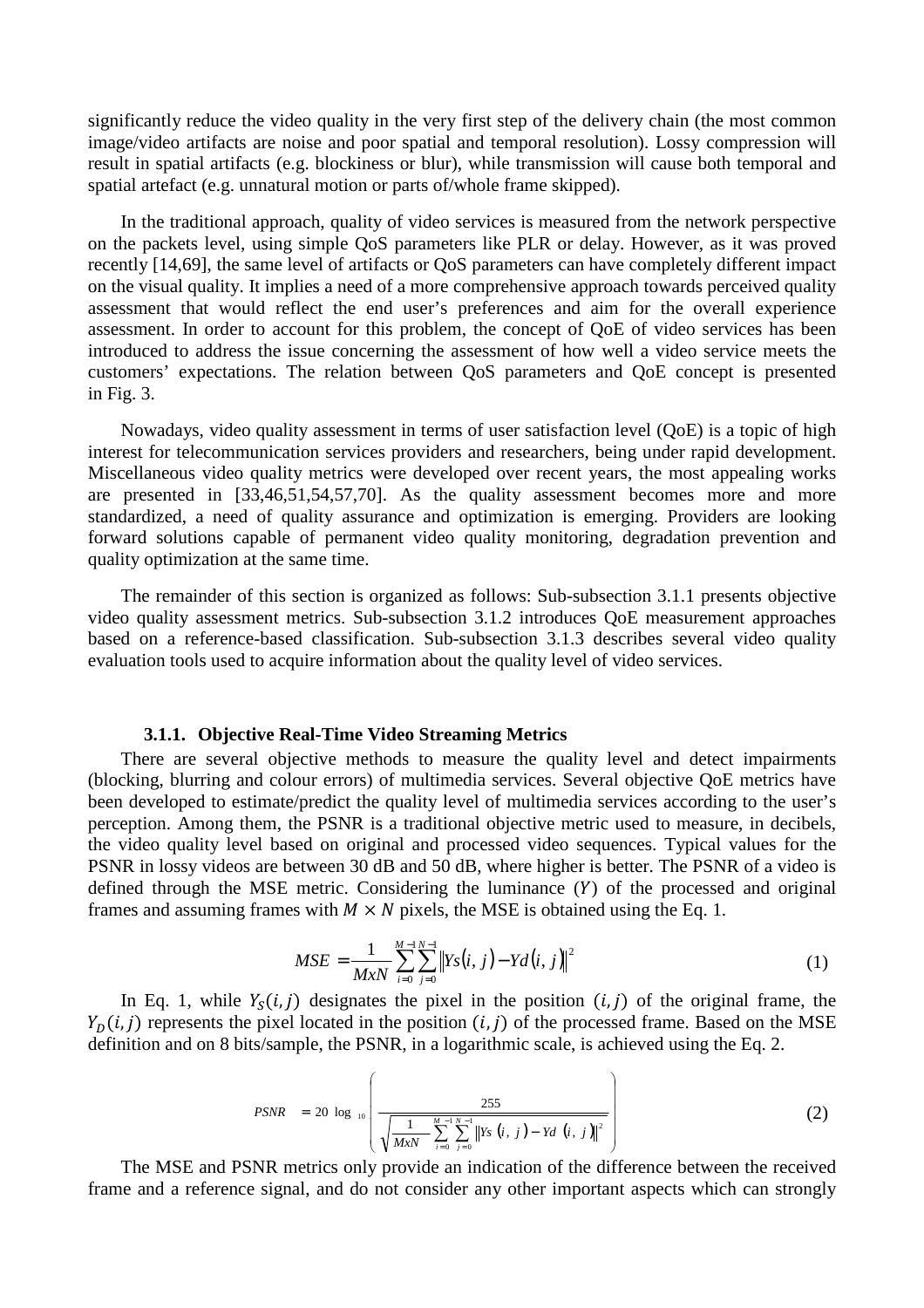significantly reduce the video quality in the very first step of the delivery chain (the most common image/video artifacts are noise and poor spatial and temporal resolution). Lossy compression will result in spatial artifacts (e.g. blockiness or blur), while transmission will cause both temporal and spatial artefact (e.g. unnatural motion or parts of/whole frame skipped).

In the traditional approach, quality of video services is measured from the network perspective on the packets level, using simple QoS parameters like PLR or delay. However, as it was proved recently [14,69], the same level of artifacts or QoS parameters can have completely different impact on the visual quality. It implies a need of a more comprehensive approach towards perceived quality assessment that would reflect the end user's preferences and aim for the overall experience assessment. In order to account for this problem, the concept of QoE of video services has been introduced to address the issue concerning the assessment of how well a video service meets the customers' expectations. The relation between QoS parameters and QoE concept is presented in Fig. 3.

Nowadays, video quality assessment in terms of user satisfaction level (QoE) is a topic of high interest for telecommunication services providers and researchers, being under rapid development. Miscellaneous video quality metrics were developed over recent years, the most appealing works are presented in [33,46,51,54,57,70]. As the quality assessment becomes more and more standardized, a need of quality assurance and optimization is emerging. Providers are looking forward solutions capable of permanent video quality monitoring, degradation prevention and quality optimization at the same time.

The remainder of this section is organized as follows: Sub-subsection 3.1.1 presents objective video quality assessment metrics. Sub-subsection 3.1.2 introduces QoE measurement approaches based on a reference-based classification. Sub-subsection 3.1.3 describes several video quality evaluation tools used to acquire information about the quality level of video services.

#### 3.1.1. Objective Real-Time Video Streaming Metrics

There are several objective methods to measure the quality level and detect impairments (blocking, blurring and colour errors) of multimedia services. Several objective QoE metrics have been developed to estimate/predict the quality level of multimedia services according to the user's perception. Among them, the PSNR is a traditional objective metric used to measure, in decibels, the video quality level based on original and processed video sequences. Typical values for the PSNR in lossy videos are between 30 dB and 50 dB, where higher is better. The PSNR of a video is defined through the MSE metric. Considering the luminance ($Y$) of the processed and original frames and assuming frames with $M \times N$ pixels, the MSE is obtained using the Eq. 1.

$$MSE = \frac{1}{MxN} \sum_{i=0}^{M-1} \sum_{j=0}^{N-1} \left\| Ys(i,j) - Yd(i,j) \right\|^2 \tag{1}$$

In Eq. 1, while $Y_S(i,j)$ designates the pixel in the position $(i,j)$ of the original frame, the $Y_D(i,j)$ represents the pixel located in the position $(i,j)$ of the processed frame. Based on the MSE definition and on 8 bits/sample, the PSNR, in a logarithmic scale, is achieved using the Eq. 2.

$$PSNR = 20 \log_{10} \left( \frac{255}{\sqrt{\frac{1}{MxN} \sum_{i=0}^{M-1} \sum_{j=0}^{N-1} \left\| Ys(i,j) - Yd(i,j) \right\|^2}} \right) \tag{2}$$

The MSE and PSNR metrics only provide an indication of the difference between the received frame and a reference signal, and do not consider any other important aspects which can strongly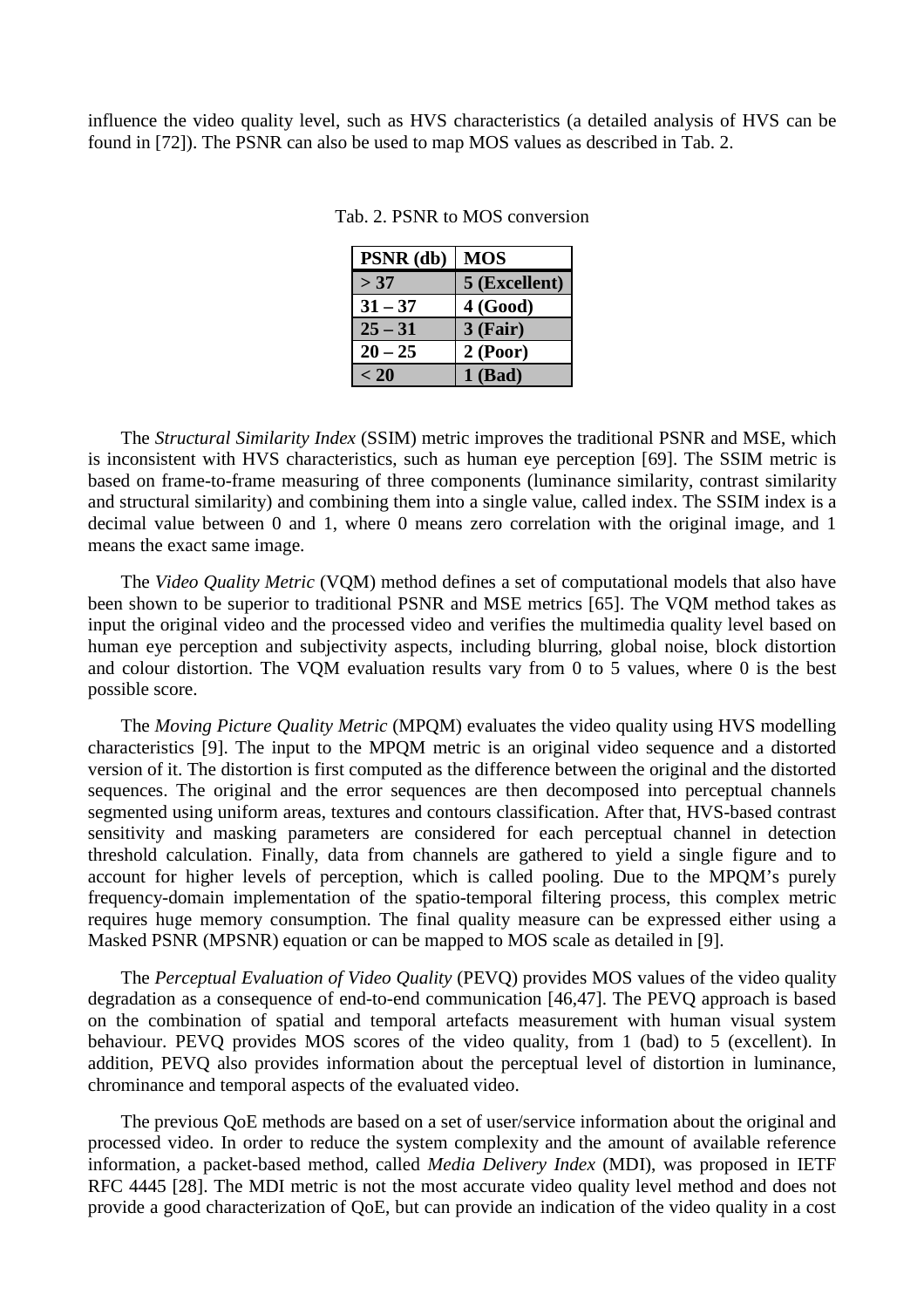influence the video quality level, such as HVS characteristics (a detailed analysis of HVS can be found in [72]). The PSNR can also be used to map MOS values as described in Tab. 2.

Tab. 2. PSNR to MOS conversion

| PSNR (db) | MOS |
|---|---|
| > 37 | 5 (Excellent) |
| 31 – 37 | 4 (Good) |
| 25 – 31 | 3 (Fair) |
| 20 – 25 | 2 (Poor) |
| < 20 | 1 (Bad) |

The *Structural Similarity Index* (SSIM) metric improves the traditional PSNR and MSE, which is inconsistent with HVS characteristics, such as human eye perception [69]. The SSIM metric is based on frame-to-frame measuring of three components (luminance similarity, contrast similarity and structural similarity) and combining them into a single value, called index. The SSIM index is a decimal value between 0 and 1, where 0 means zero correlation with the original image, and 1 means the exact same image.

The *Video Quality Metric* (VQM) method defines a set of computational models that also have been shown to be superior to traditional PSNR and MSE metrics [65]. The VQM method takes as input the original video and the processed video and verifies the multimedia quality level based on human eye perception and subjectivity aspects, including blurring, global noise, block distortion and colour distortion. The VQM evaluation results vary from 0 to 5 values, where 0 is the best possible score.

The *Moving Picture Quality Metric* (MPQM) evaluates the video quality using HVS modelling characteristics [9]. The input to the MPQM metric is an original video sequence and a distorted version of it. The distortion is first computed as the difference between the original and the distorted sequences. The original and the error sequences are then decomposed into perceptual channels segmented using uniform areas, textures and contours classification. After that, HVS-based contrast sensitivity and masking parameters are considered for each perceptual channel in detection threshold calculation. Finally, data from channels are gathered to yield a single figure and to account for higher levels of perception, which is called pooling. Due to the MPQM's purely frequency-domain implementation of the spatio-temporal filtering process, this complex metric requires huge memory consumption. The final quality measure can be expressed either using a Masked PSNR (MPSNR) equation or can be mapped to MOS scale as detailed in [9].

The *Perceptual Evaluation of Video Quality* (PEVQ) provides MOS values of the video quality degradation as a consequence of end-to-end communication [46,47]. The PEVQ approach is based on the combination of spatial and temporal artefacts measurement with human visual system behaviour. PEVQ provides MOS scores of the video quality, from 1 (bad) to 5 (excellent). In addition, PEVQ also provides information about the perceptual level of distortion in luminance, chrominance and temporal aspects of the evaluated video.

The previous QoE methods are based on a set of user/service information about the original and processed video. In order to reduce the system complexity and the amount of available reference information, a packet-based method, called *Media Delivery Index* (MDI), was proposed in IETF RFC 4445 [28]. The MDI metric is not the most accurate video quality level method and does not provide a good characterization of QoE, but can provide an indication of the video quality in a cost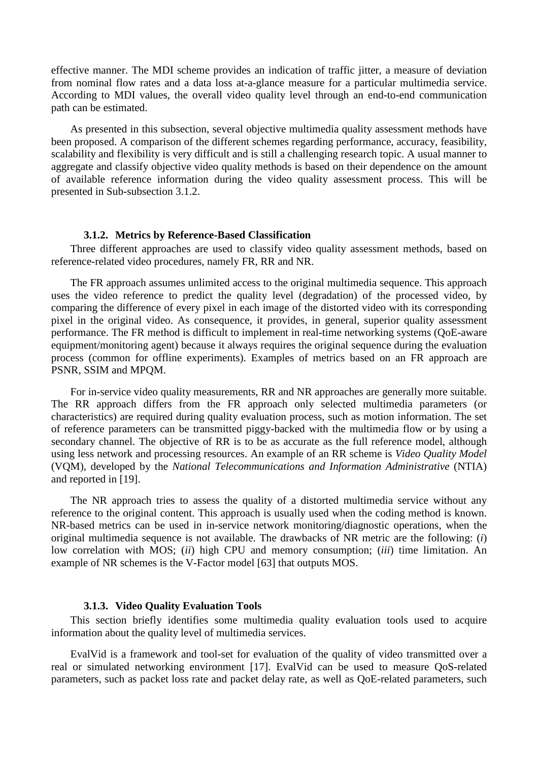effective manner. The MDI scheme provides an indication of traffic jitter, a measure of deviation from nominal flow rates and a data loss at-a-glance measure for a particular multimedia service. According to MDI values, the overall video quality level through an end-to-end communication path can be estimated.

As presented in this subsection, several objective multimedia quality assessment methods have been proposed. A comparison of the different schemes regarding performance, accuracy, feasibility, scalability and flexibility is very difficult and is still a challenging research topic. A usual manner to aggregate and classify objective video quality methods is based on their dependence on the amount of available reference information during the video quality assessment process. This will be presented in Sub-subsection 3.1.2.

#### 3.1.2. Metrics by Reference-Based Classification

Three different approaches are used to classify video quality assessment methods, based on reference-related video procedures, namely FR, RR and NR.

The FR approach assumes unlimited access to the original multimedia sequence. This approach uses the video reference to predict the quality level (degradation) of the processed video, by comparing the difference of every pixel in each image of the distorted video with its corresponding pixel in the original video. As consequence, it provides, in general, superior quality assessment performance. The FR method is difficult to implement in real-time networking systems (QoE-aware equipment/monitoring agent) because it always requires the original sequence during the evaluation process (common for offline experiments). Examples of metrics based on an FR approach are PSNR, SSIM and MPQM.

For in-service video quality measurements, RR and NR approaches are generally more suitable. The RR approach differs from the FR approach only selected multimedia parameters (or characteristics) are required during quality evaluation process, such as motion information. The set of reference parameters can be transmitted piggy-backed with the multimedia flow or by using a secondary channel. The objective of RR is to be as accurate as the full reference model, although using less network and processing resources. An example of an RR scheme is *Video Quality Model* (VQM), developed by the *National Telecommunications and Information Administrative* (NTIA) and reported in [19].

The NR approach tries to assess the quality of a distorted multimedia service without any reference to the original content. This approach is usually used when the coding method is known. NR-based metrics can be used in in-service network monitoring/diagnostic operations, when the original multimedia sequence is not available. The drawbacks of NR metric are the following: (*i*) low correlation with MOS; (*ii*) high CPU and memory consumption; (*iii*) time limitation. An example of NR schemes is the V-Factor model [63] that outputs MOS.

#### 3.1.3. Video Quality Evaluation Tools

This section briefly identifies some multimedia quality evaluation tools used to acquire information about the quality level of multimedia services.

EvalVid is a framework and tool-set for evaluation of the quality of video transmitted over a real or simulated networking environment [17]. EvalVid can be used to measure QoS-related parameters, such as packet loss rate and packet delay rate, as well as QoE-related parameters, such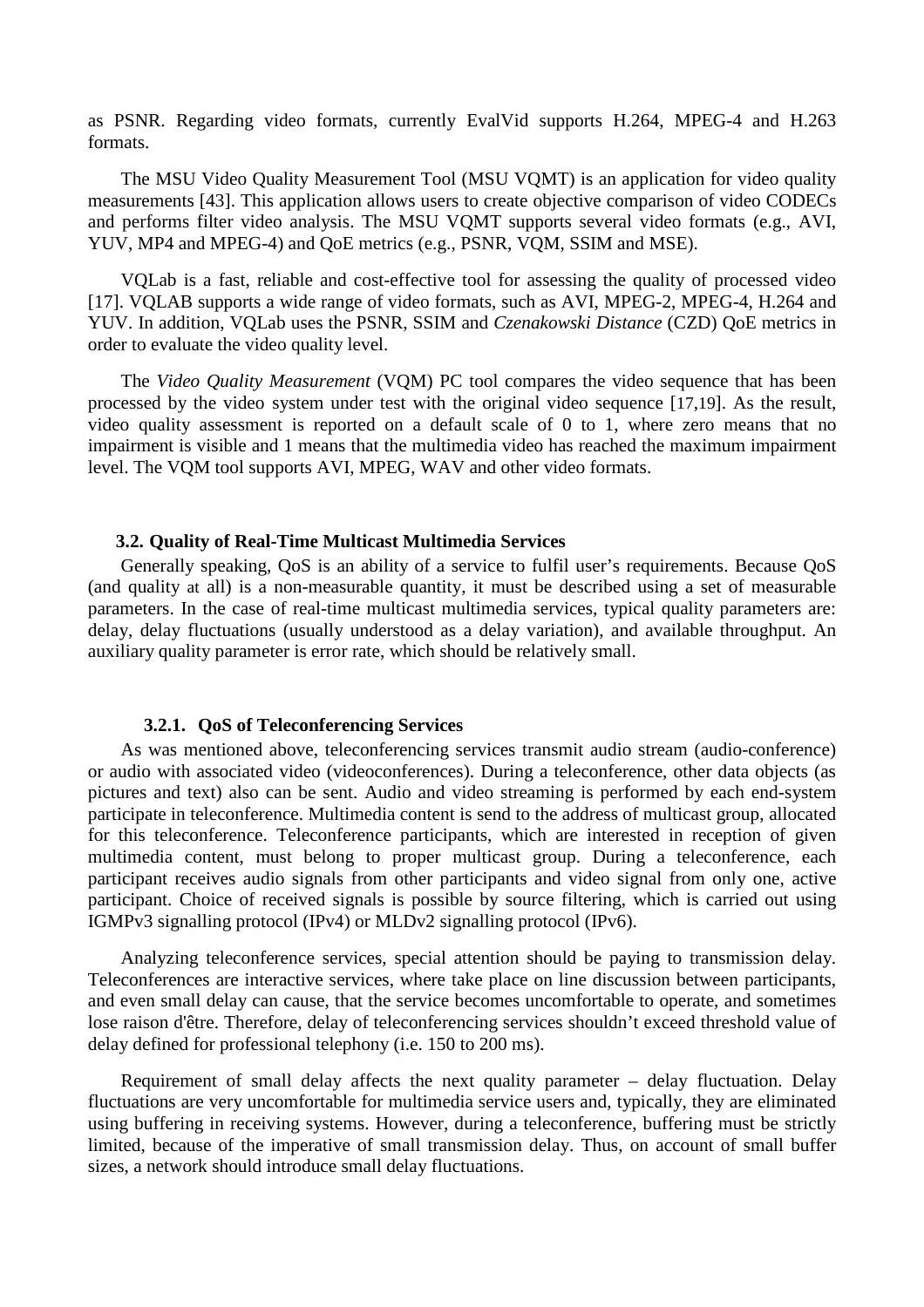as PSNR. Regarding video formats, currently EvalVid supports H.264, MPEG-4 and H.263 formats.

The MSU Video Quality Measurement Tool (MSU VQMT) is an application for video quality measurements [43]. This application allows users to create objective comparison of video CODECs and performs filter video analysis. The MSU VQMT supports several video formats (e.g., AVI, YUV, MP4 and MPEG-4) and QoE metrics (e.g., PSNR, VQM, SSIM and MSE).

VQLab is a fast, reliable and cost-effective tool for assessing the quality of processed video [17]. VQLAB supports a wide range of video formats, such as AVI, MPEG-2, MPEG-4, H.264 and YUV. In addition, VQLab uses the PSNR, SSIM and *Czenakowski Distance* (CZD) QoE metrics in order to evaluate the video quality level.

The *Video Quality Measurement* (VQM) PC tool compares the video sequence that has been processed by the video system under test with the original video sequence [17,19]. As the result, video quality assessment is reported on a default scale of 0 to 1, where zero means that no impairment is visible and 1 means that the multimedia video has reached the maximum impairment level. The VQM tool supports AVI, MPEG, WAV and other video formats.

### 3.2. Quality of Real-Time Multicast Multimedia Services

Generally speaking, QoS is an ability of a service to fulfil user's requirements. Because QoS (and quality at all) is a non-measurable quantity, it must be described using a set of measurable parameters. In the case of real-time multicast multimedia services, typical quality parameters are: delay, delay fluctuations (usually understood as a delay variation), and available throughput. An auxiliary quality parameter is error rate, which should be relatively small.

#### 3.2.1. QoS of Teleconferencing Services

As was mentioned above, teleconferencing services transmit audio stream (audio-conference) or audio with associated video (videoconferences). During a teleconference, other data objects (as pictures and text) also can be sent. Audio and video streaming is performed by each end-system participate in teleconference. Multimedia content is send to the address of multicast group, allocated for this teleconference. Teleconference participants, which are interested in reception of given multimedia content, must belong to proper multicast group. During a teleconference, each participant receives audio signals from other participants and video signal from only one, active participant. Choice of received signals is possible by source filtering, which is carried out using IGMPv3 signalling protocol (IPv4) or MLDv2 signalling protocol (IPv6).

Analyzing teleconference services, special attention should be paying to transmission delay. Teleconferences are interactive services, where take place on line discussion between participants, and even small delay can cause, that the service becomes uncomfortable to operate, and sometimes lose raison d'être. Therefore, delay of teleconferencing services shouldn't exceed threshold value of delay defined for professional telephony (i.e. 150 to 200 ms).

Requirement of small delay affects the next quality parameter – delay fluctuation. Delay fluctuations are very uncomfortable for multimedia service users and, typically, they are eliminated using buffering in receiving systems. However, during a teleconference, buffering must be strictly limited, because of the imperative of small transmission delay. Thus, on account of small buffer sizes, a network should introduce small delay fluctuations.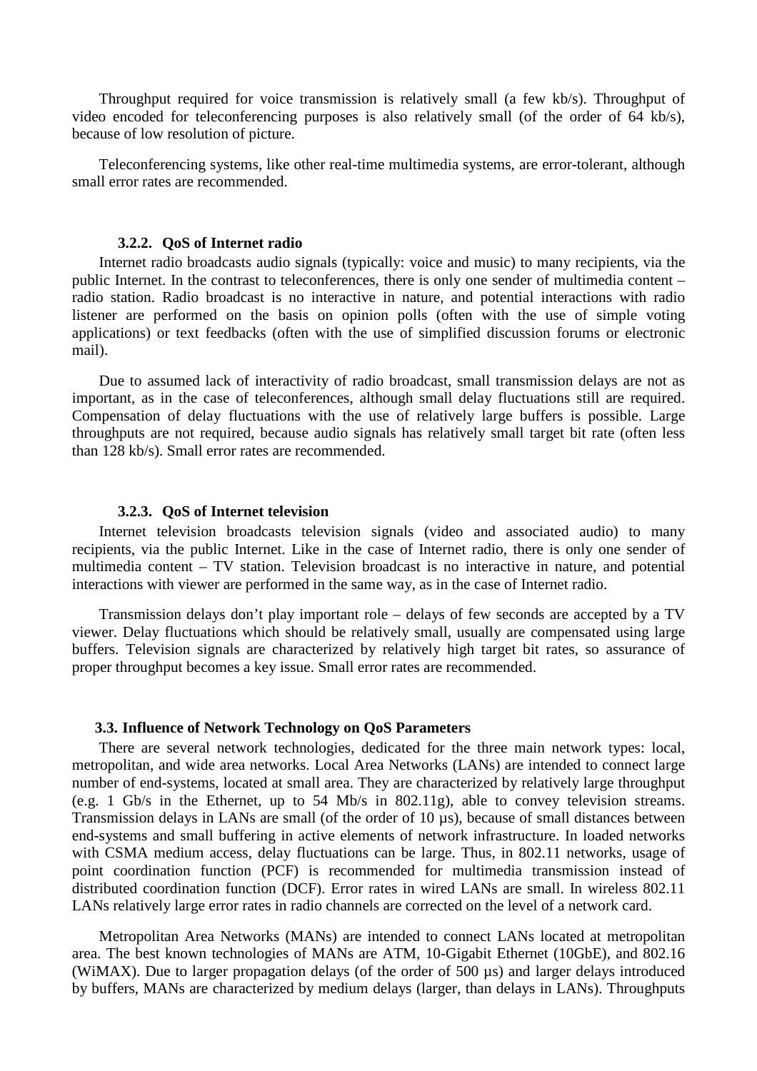Throughput required for voice transmission is relatively small (a few kb/s). Throughput of video encoded for teleconferencing purposes is also relatively small (of the order of 64 kb/s), because of low resolution of picture.

Teleconferencing systems, like other real-time multimedia systems, are error-tolerant, although small error rates are recommended.

### 3.2.2. QoS of Internet radio

Internet radio broadcasts audio signals (typically: voice and music) to many recipients, via the public Internet. In the contrast to teleconferences, there is only one sender of multimedia content – radio station. Radio broadcast is no interactive in nature, and potential interactions with radio listener are performed on the basis on opinion polls (often with the use of simple voting applications) or text feedbacks (often with the use of simplified discussion forums or electronic mail).

Due to assumed lack of interactivity of radio broadcast, small transmission delays are not as important, as in the case of teleconferences, although small delay fluctuations still are required. Compensation of delay fluctuations with the use of relatively large buffers is possible. Large throughputs are not required, because audio signals has relatively small target bit rate (often less than 128 kb/s). Small error rates are recommended.

### 3.2.3. QoS of Internet television

Internet television broadcasts television signals (video and associated audio) to many recipients, via the public Internet. Like in the case of Internet radio, there is only one sender of multimedia content – TV station. Television broadcast is no interactive in nature, and potential interactions with viewer are performed in the same way, as in the case of Internet radio.

Transmission delays don't play important role – delays of few seconds are accepted by a TV viewer. Delay fluctuations which should be relatively small, usually are compensated using large buffers. Television signals are characterized by relatively high target bit rates, so assurance of proper throughput becomes a key issue. Small error rates are recommended.

## 3.3. Influence of Network Technology on QoS Parameters

There are several network technologies, dedicated for the three main network types: local, metropolitan, and wide area networks. Local Area Networks (LANs) are intended to connect large number of end-systems, located at small area. They are characterized by relatively large throughput (e.g. 1 Gb/s in the Ethernet, up to 54 Mb/s in 802.11g), able to convey television streams. Transmission delays in LANs are small (of the order of 10 µs), because of small distances between end-systems and small buffering in active elements of network infrastructure. In loaded networks with CSMA medium access, delay fluctuations can be large. Thus, in 802.11 networks, usage of point coordination function (PCF) is recommended for multimedia transmission instead of distributed coordination function (DCF). Error rates in wired LANs are small. In wireless 802.11 LANs relatively large error rates in radio channels are corrected on the level of a network card.

Metropolitan Area Networks (MANs) are intended to connect LANs located at metropolitan area. The best known technologies of MANs are ATM, 10-Gigabit Ethernet (10GbE), and 802.16 (WiMAX). Due to larger propagation delays (of the order of 500 µs) and larger delays introduced by buffers, MANs are characterized by medium delays (larger, than delays in LANs). Throughputs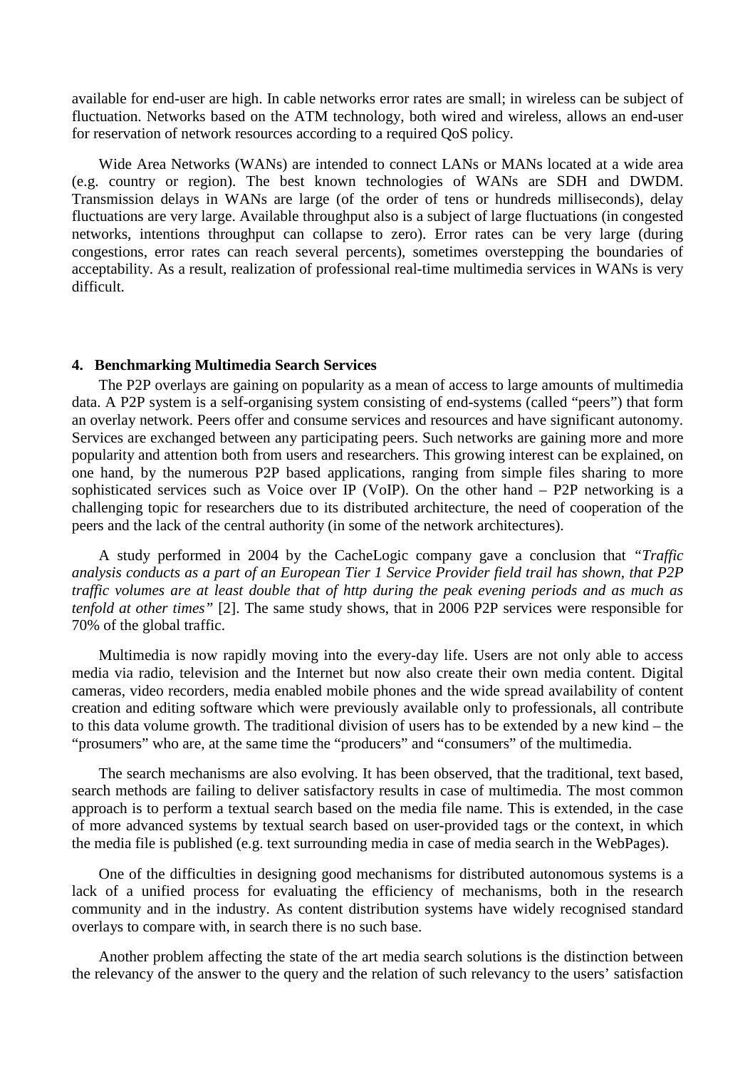available for end-user are high. In cable networks error rates are small; in wireless can be subject of fluctuation. Networks based on the ATM technology, both wired and wireless, allows an end-user for reservation of network resources according to a required QoS policy.

Wide Area Networks (WANs) are intended to connect LANs or MANs located at a wide area (e.g. country or region). The best known technologies of WANs are SDH and DWDM. Transmission delays in WANs are large (of the order of tens or hundreds milliseconds), delay fluctuations are very large. Available throughput also is a subject of large fluctuations (in congested networks, intentions throughput can collapse to zero). Error rates can be very large (during congestions, error rates can reach several percents), sometimes overstepping the boundaries of acceptability. As a result, realization of professional real-time multimedia services in WANs is very difficult.

## 4. Benchmarking Multimedia Search Services

The P2P overlays are gaining on popularity as a mean of access to large amounts of multimedia data. A P2P system is a self-organising system consisting of end-systems (called "peers") that form an overlay network. Peers offer and consume services and resources and have significant autonomy. Services are exchanged between any participating peers. Such networks are gaining more and more popularity and attention both from users and researchers. This growing interest can be explained, on one hand, by the numerous P2P based applications, ranging from simple files sharing to more sophisticated services such as Voice over IP (VoIP). On the other hand – P2P networking is a challenging topic for researchers due to its distributed architecture, the need of cooperation of the peers and the lack of the central authority (in some of the network architectures).

A study performed in 2004 by the CacheLogic company gave a conclusion that *"Traffic analysis conducts as a part of an European Tier 1 Service Provider field trail has shown, that P2P traffic volumes are at least double that of http during the peak evening periods and as much as tenfold at other times"* [2]. The same study shows, that in 2006 P2P services were responsible for 70% of the global traffic.

Multimedia is now rapidly moving into the every-day life. Users are not only able to access media via radio, television and the Internet but now also create their own media content. Digital cameras, video recorders, media enabled mobile phones and the wide spread availability of content creation and editing software which were previously available only to professionals, all contribute to this data volume growth. The traditional division of users has to be extended by a new kind – the "prosumers" who are, at the same time the "producers" and "consumers" of the multimedia.

The search mechanisms are also evolving. It has been observed, that the traditional, text based, search methods are failing to deliver satisfactory results in case of multimedia. The most common approach is to perform a textual search based on the media file name. This is extended, in the case of more advanced systems by textual search based on user-provided tags or the context, in which the media file is published (e.g. text surrounding media in case of media search in the WebPages).

One of the difficulties in designing good mechanisms for distributed autonomous systems is a lack of a unified process for evaluating the efficiency of mechanisms, both in the research community and in the industry. As content distribution systems have widely recognised standard overlays to compare with, in search there is no such base.

Another problem affecting the state of the art media search solutions is the distinction between the relevancy of the answer to the query and the relation of such relevancy to the users' satisfaction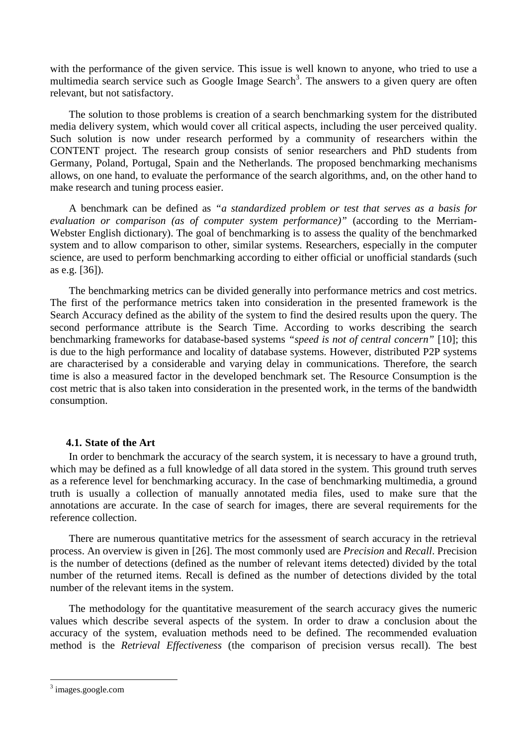with the performance of the given service. This issue is well known to anyone, who tried to use a multimedia search service such as Google Image Search[3]. The answers to a given query are often relevant, but not satisfactory.

The solution to those problems is creation of a search benchmarking system for the distributed media delivery system, which would cover all critical aspects, including the user perceived quality. Such solution is now under research performed by a community of researchers within the CONTENT project. The research group consists of senior researchers and PhD students from Germany, Poland, Portugal, Spain and the Netherlands. The proposed benchmarking mechanisms allows, on one hand, to evaluate the performance of the search algorithms, and, on the other hand to make research and tuning process easier.

A benchmark can be defined as *"a standardized problem or test that serves as a basis for evaluation or comparison (as of computer system performance)"* (according to the Merriam-Webster English dictionary). The goal of benchmarking is to assess the quality of the benchmarked system and to allow comparison to other, similar systems. Researchers, especially in the computer science, are used to perform benchmarking according to either official or unofficial standards (such as e.g. [36]).

The benchmarking metrics can be divided generally into performance metrics and cost metrics. The first of the performance metrics taken into consideration in the presented framework is the Search Accuracy defined as the ability of the system to find the desired results upon the query. The second performance attribute is the Search Time. According to works describing the search benchmarking frameworks for database-based systems *"speed is not of central concern"* [10]; this is due to the high performance and locality of database systems. However, distributed P2P systems are characterised by a considerable and varying delay in communications. Therefore, the search time is also a measured factor in the developed benchmark set. The Resource Consumption is the cost metric that is also taken into consideration in the presented work, in the terms of the bandwidth consumption.

### 4.1. State of the Art

In order to benchmark the accuracy of the search system, it is necessary to have a ground truth, which may be defined as a full knowledge of all data stored in the system. This ground truth serves as a reference level for benchmarking accuracy. In the case of benchmarking multimedia, a ground truth is usually a collection of manually annotated media files, used to make sure that the annotations are accurate. In the case of search for images, there are several requirements for the reference collection.

There are numerous quantitative metrics for the assessment of search accuracy in the retrieval process. An overview is given in [26]. The most commonly used are *Precision* and *Recall*. Precision is the number of detections (defined as the number of relevant items detected) divided by the total number of the returned items. Recall is defined as the number of detections divided by the total number of the relevant items in the system.

The methodology for the quantitative measurement of the search accuracy gives the numeric values which describe several aspects of the system. In order to draw a conclusion about the accuracy of the system, evaluation methods need to be defined. The recommended evaluation method is the *Retrieval Effectiveness* (the comparison of precision versus recall). The best

[3] images.google.com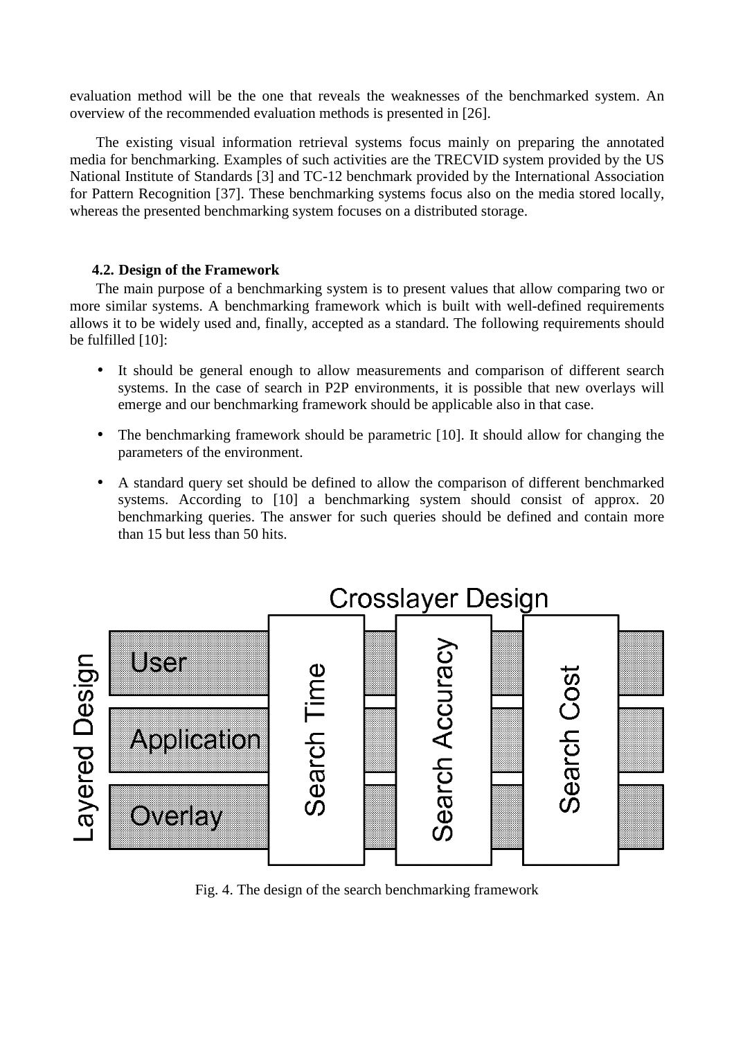evaluation method will be the one that reveals the weaknesses of the benchmarked system. An overview of the recommended evaluation methods is presented in [26].

The existing visual information retrieval systems focus mainly on preparing the annotated media for benchmarking. Examples of such activities are the TRECVID system provided by the US National Institute of Standards [3] and TC-12 benchmark provided by the International Association for Pattern Recognition [37]. These benchmarking systems focus also on the media stored locally, whereas the presented benchmarking system focuses on a distributed storage.

### 4.2. Design of the Framework

The main purpose of a benchmarking system is to present values that allow comparing two or more similar systems. A benchmarking framework which is built with well-defined requirements allows it to be widely used and, finally, accepted as a standard. The following requirements should be fulfilled [10]:

- It should be general enough to allow measurements and comparison of different search systems. In the case of search in P2P environments, it is possible that new overlays will emerge and our benchmarking framework should be applicable also in that case.
- The benchmarking framework should be parametric [10]. It should allow for changing the parameters of the environment.
- A standard query set should be defined to allow the comparison of different benchmarked systems. According to [10] a benchmarking system should consist of approx. 20 benchmarking queries. The answer for such queries should be defined and contain more than 15 but less than 50 hits.

Crosslayer Design

Layered Design

User

Application

Overlay

Search Time

Search Accuracy

Search Cost

Fig. 4. The design of the search benchmarking framework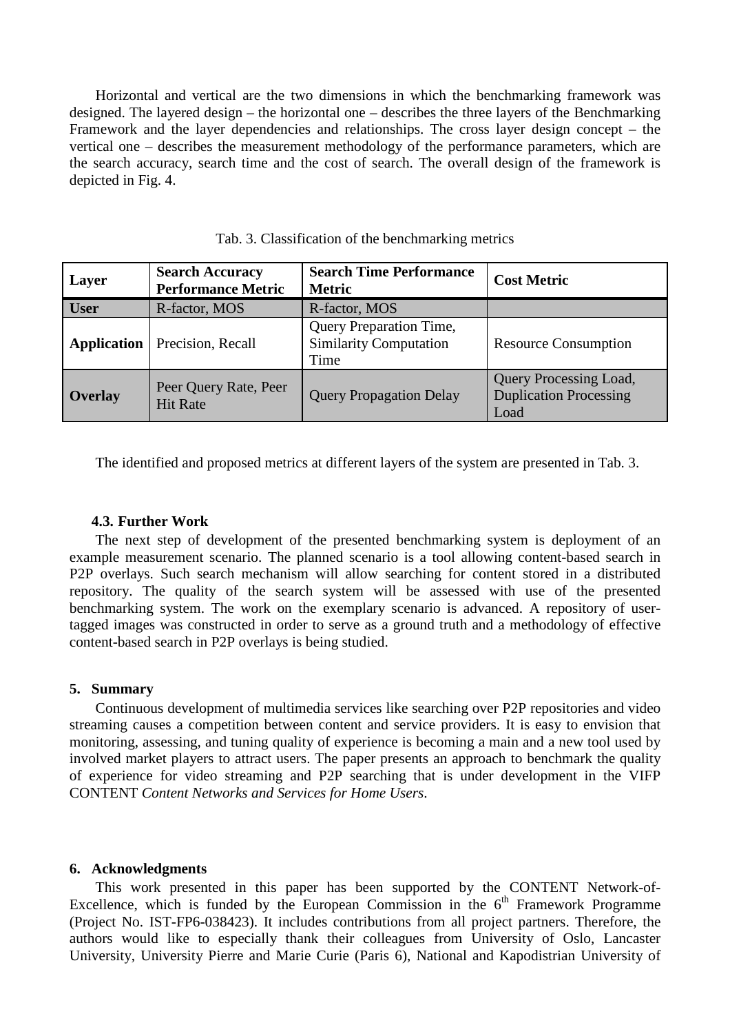Horizontal and vertical are the two dimensions in which the benchmarking framework was designed. The layered design – the horizontal one – describes the three layers of the Benchmarking Framework and the layer dependencies and relationships. The cross layer design concept – the vertical one – describes the measurement methodology of the performance parameters, which are the search accuracy, search time and the cost of search. The overall design of the framework is depicted in Fig. 4.

Tab. 3. Classification of the benchmarking metrics

| Layer | Search Accuracy Performance Metric | Search Time Performance Metric | Cost Metric |
|---|---|---|---|
| **User** | R-factor, MOS | R-factor, MOS | |
| **Application** | Precision, Recall | Query Preparation Time, Similarity Computation Time | Resource Consumption |
| **Overlay** | Peer Query Rate, Peer Hit Rate | Query Propagation Delay | Query Processing Load, Duplication Processing Load |

The identified and proposed metrics at different layers of the system are presented in Tab. 3.

### 4.3. Further Work

The next step of development of the presented benchmarking system is deployment of an example measurement scenario. The planned scenario is a tool allowing content-based search in P2P overlays. Such search mechanism will allow searching for content stored in a distributed repository. The quality of the search system will be assessed with use of the presented benchmarking system. The work on the exemplary scenario is advanced. A repository of user-tagged images was constructed in order to serve as a ground truth and a methodology of effective content-based search in P2P overlays is being studied.

## 5. Summary

Continuous development of multimedia services like searching over P2P repositories and video streaming causes a competition between content and service providers. It is easy to envision that monitoring, assessing, and tuning quality of experience is becoming a main and a new tool used by involved market players to attract users. The paper presents an approach to benchmark the quality of experience for video streaming and P2P searching that is under development in the VIFP CONTENT *Content Networks and Services for Home Users*.

## 6. Acknowledgments

This work presented in this paper has been supported by the CONTENT Network-of-Excellence, which is funded by the European Commission in the $6^{th}$ Framework Programme (Project No. IST-FP6-038423). It includes contributions from all project partners. Therefore, the authors would like to especially thank their colleagues from University of Oslo, Lancaster University, University Pierre and Marie Curie (Paris 6), National and Kapodistrian University of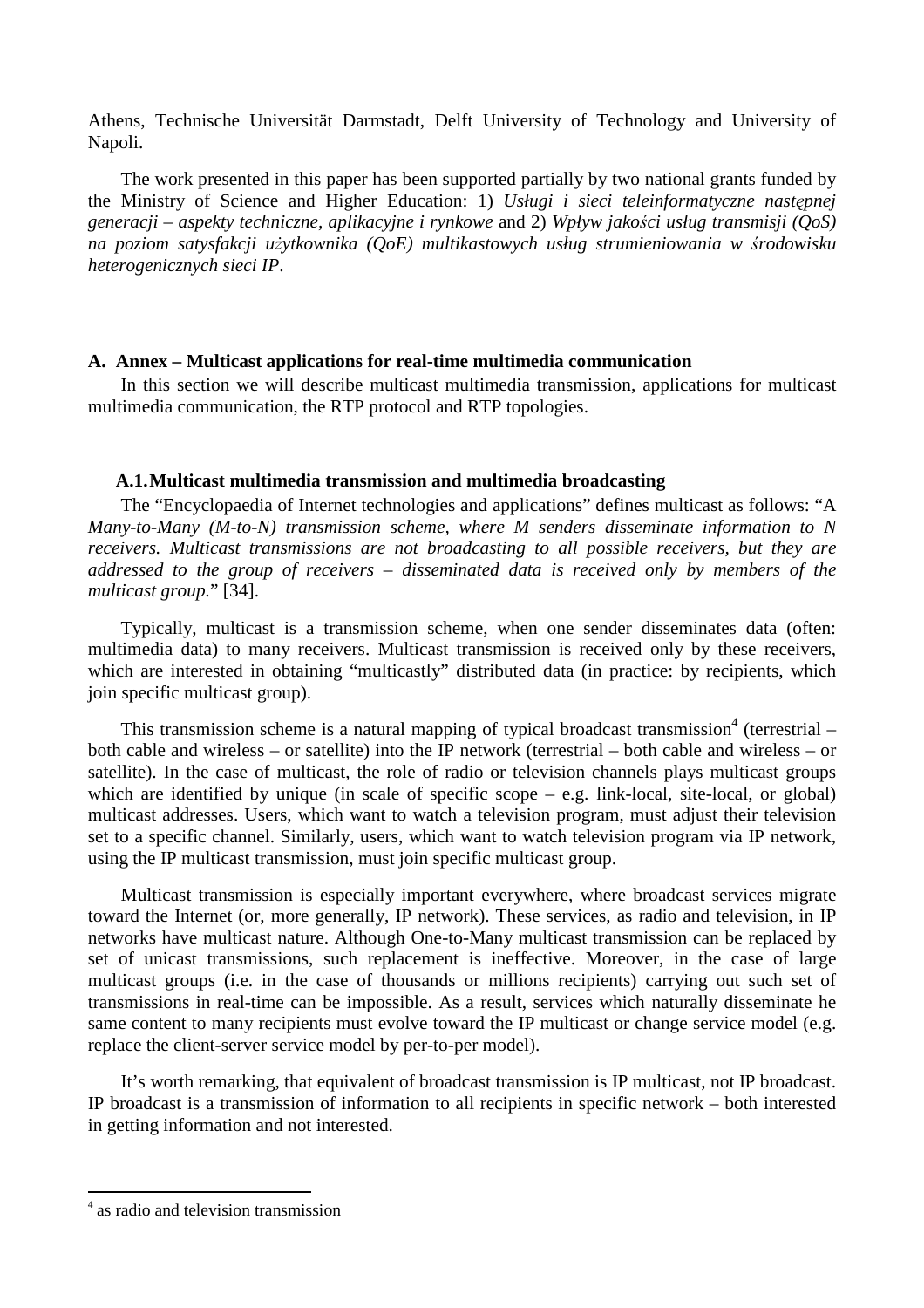Athens, Technische Universität Darmstadt, Delft University of Technology and University of Napoli.

The work presented in this paper has been supported partially by two national grants funded by the Ministry of Science and Higher Education: 1) *Usługi i sieci teleinformatyczne następnej generacji – aspekty techniczne, aplikacyjne i rynkowe* and 2) *Wpływ jakości usług transmisji (QoS) na poziom satysfakcji użytkownika (QoE) multikastowych usług strumieniowania w środowisku heterogenicznych sieci IP*.

## A. Annex – Multicast applications for real-time multimedia communication

In this section we will describe multicast multimedia transmission, applications for multicast multimedia communication, the RTP protocol and RTP topologies.

### A.1. Multicast multimedia transmission and multimedia broadcasting

The "Encyclopaedia of Internet technologies and applications" defines multicast as follows: "*A Many-to-Many (M-to-N) transmission scheme, where M senders disseminate information to N receivers. Multicast transmissions are not broadcasting to all possible receivers, but they are addressed to the group of receivers – disseminated data is received only by members of the multicast group.*" [34].

Typically, multicast is a transmission scheme, when one sender disseminates data (often: multimedia data) to many receivers. Multicast transmission is received only by these receivers, which are interested in obtaining "multicastly" distributed data (in practice: by recipients, which join specific multicast group).

This transmission scheme is a natural mapping of typical broadcast transmission[4] (terrestrial – both cable and wireless – or satellite) into the IP network (terrestrial – both cable and wireless – or satellite). In the case of multicast, the role of radio or television channels plays multicast groups which are identified by unique (in scale of specific scope – e.g. link-local, site-local, or global) multicast addresses. Users, which want to watch a television program, must adjust their television set to a specific channel. Similarly, users, which want to watch television program via IP network, using the IP multicast transmission, must join specific multicast group.

Multicast transmission is especially important everywhere, where broadcast services migrate toward the Internet (or, more generally, IP network). These services, as radio and television, in IP networks have multicast nature. Although One-to-Many multicast transmission can be replaced by set of unicast transmissions, such replacement is ineffective. Moreover, in the case of large multicast groups (i.e. in the case of thousands or millions recipients) carrying out such set of transmissions in real-time can be impossible. As a result, services which naturally disseminate he same content to many recipients must evolve toward the IP multicast or change service model (e.g. replace the client-server service model by per-to-per model).

It's worth remarking, that equivalent of broadcast transmission is IP multicast, not IP broadcast. IP broadcast is a transmission of information to all recipients in specific network – both interested in getting information and not interested.

[4] as radio and television transmission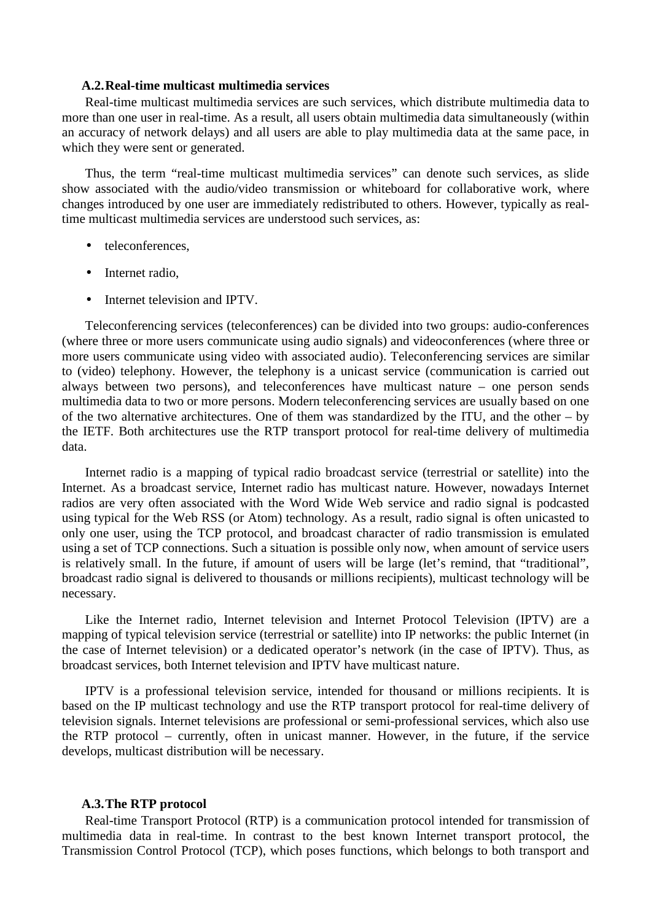### A.2. Real-time multicast multimedia services

Real-time multicast multimedia services are such services, which distribute multimedia data to more than one user in real-time. As a result, all users obtain multimedia data simultaneously (within an accuracy of network delays) and all users are able to play multimedia data at the same pace, in which they were sent or generated.

Thus, the term "real-time multicast multimedia services" can denote such services, as slide show associated with the audio/video transmission or whiteboard for collaborative work, where changes introduced by one user are immediately redistributed to others. However, typically as real-time multicast multimedia services are understood such services, as:

- teleconferences,
- Internet radio,
- Internet television and IPTV.

Teleconferencing services (teleconferences) can be divided into two groups: audio-conferences (where three or more users communicate using audio signals) and videoconferences (where three or more users communicate using video with associated audio). Teleconferencing services are similar to (video) telephony. However, the telephony is a unicast service (communication is carried out always between two persons), and teleconferences have multicast nature – one person sends multimedia data to two or more persons. Modern teleconferencing services are usually based on one of the two alternative architectures. One of them was standardized by the ITU, and the other – by the IETF. Both architectures use the RTP transport protocol for real-time delivery of multimedia data.

Internet radio is a mapping of typical radio broadcast service (terrestrial or satellite) into the Internet. As a broadcast service, Internet radio has multicast nature. However, nowadays Internet radios are very often associated with the Word Wide Web service and radio signal is podcasted using typical for the Web RSS (or Atom) technology. As a result, radio signal is often unicasted to only one user, using the TCP protocol, and broadcast character of radio transmission is emulated using a set of TCP connections. Such a situation is possible only now, when amount of service users is relatively small. In the future, if amount of users will be large (let's remind, that "traditional", broadcast radio signal is delivered to thousands or millions recipients), multicast technology will be necessary.

Like the Internet radio, Internet television and Internet Protocol Television (IPTV) are a mapping of typical television service (terrestrial or satellite) into IP networks: the public Internet (in the case of Internet television) or a dedicated operator's network (in the case of IPTV). Thus, as broadcast services, both Internet television and IPTV have multicast nature.

IPTV is a professional television service, intended for thousand or millions recipients. It is based on the IP multicast technology and use the RTP transport protocol for real-time delivery of television signals. Internet televisions are professional or semi-professional services, which also use the RTP protocol – currently, often in unicast manner. However, in the future, if the service develops, multicast distribution will be necessary.

### A.3. The RTP protocol

Real-time Transport Protocol (RTP) is a communication protocol intended for transmission of multimedia data in real-time. In contrast to the best known Internet transport protocol, the Transmission Control Protocol (TCP), which poses functions, which belongs to both transport and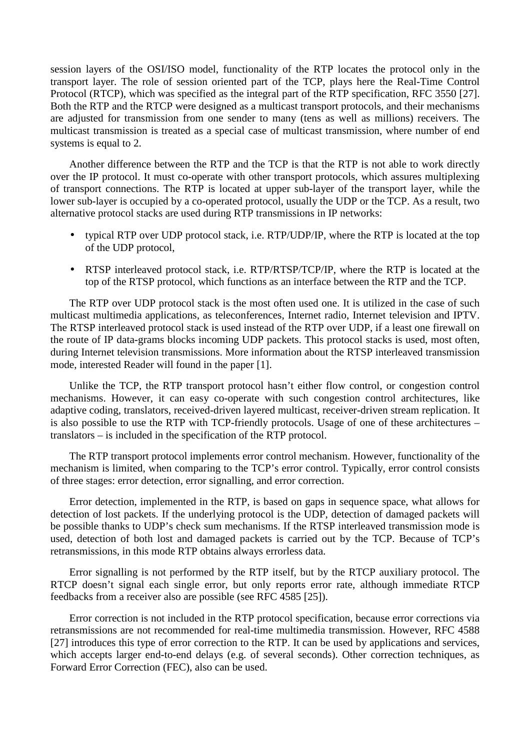session layers of the OSI/ISO model, functionality of the RTP locates the protocol only in the transport layer. The role of session oriented part of the TCP, plays here the Real-Time Control Protocol (RTCP), which was specified as the integral part of the RTP specification, RFC 3550 [27]. Both the RTP and the RTCP were designed as a multicast transport protocols, and their mechanisms are adjusted for transmission from one sender to many (tens as well as millions) receivers. The multicast transmission is treated as a special case of multicast transmission, where number of end systems is equal to 2.

Another difference between the RTP and the TCP is that the RTP is not able to work directly over the IP protocol. It must co-operate with other transport protocols, which assures multiplexing of transport connections. The RTP is located at upper sub-layer of the transport layer, while the lower sub-layer is occupied by a co-operated protocol, usually the UDP or the TCP. As a result, two alternative protocol stacks are used during RTP transmissions in IP networks:

- typical RTP over UDP protocol stack, i.e. RTP/UDP/IP, where the RTP is located at the top of the UDP protocol,
- RTSP interleaved protocol stack, i.e. RTP/RTSP/TCP/IP, where the RTP is located at the top of the RTSP protocol, which functions as an interface between the RTP and the TCP.

The RTP over UDP protocol stack is the most often used one. It is utilized in the case of such multicast multimedia applications, as teleconferences, Internet radio, Internet television and IPTV. The RTSP interleaved protocol stack is used instead of the RTP over UDP, if a least one firewall on the route of IP data-grams blocks incoming UDP packets. This protocol stacks is used, most often, during Internet television transmissions. More information about the RTSP interleaved transmission mode, interested Reader will found in the paper [1].

Unlike the TCP, the RTP transport protocol hasn't either flow control, or congestion control mechanisms. However, it can easy co-operate with such congestion control architectures, like adaptive coding, translators, received-driven layered multicast, receiver-driven stream replication. It is also possible to use the RTP with TCP-friendly protocols. Usage of one of these architectures – translators – is included in the specification of the RTP protocol.

The RTP transport protocol implements error control mechanism. However, functionality of the mechanism is limited, when comparing to the TCP's error control. Typically, error control consists of three stages: error detection, error signalling, and error correction.

Error detection, implemented in the RTP, is based on gaps in sequence space, what allows for detection of lost packets. If the underlying protocol is the UDP, detection of damaged packets will be possible thanks to UDP's check sum mechanisms. If the RTSP interleaved transmission mode is used, detection of both lost and damaged packets is carried out by the TCP. Because of TCP's retransmissions, in this mode RTP obtains always errorless data.

Error signalling is not performed by the RTP itself, but by the RTCP auxiliary protocol. The RTCP doesn't signal each single error, but only reports error rate, although immediate RTCP feedbacks from a receiver also are possible (see RFC 4585 [25]).

Error correction is not included in the RTP protocol specification, because error corrections via retransmissions are not recommended for real-time multimedia transmission. However, RFC 4588 [27] introduces this type of error correction to the RTP. It can be used by applications and services, which accepts larger end-to-end delays (e.g. of several seconds). Other correction techniques, as Forward Error Correction (FEC), also can be used.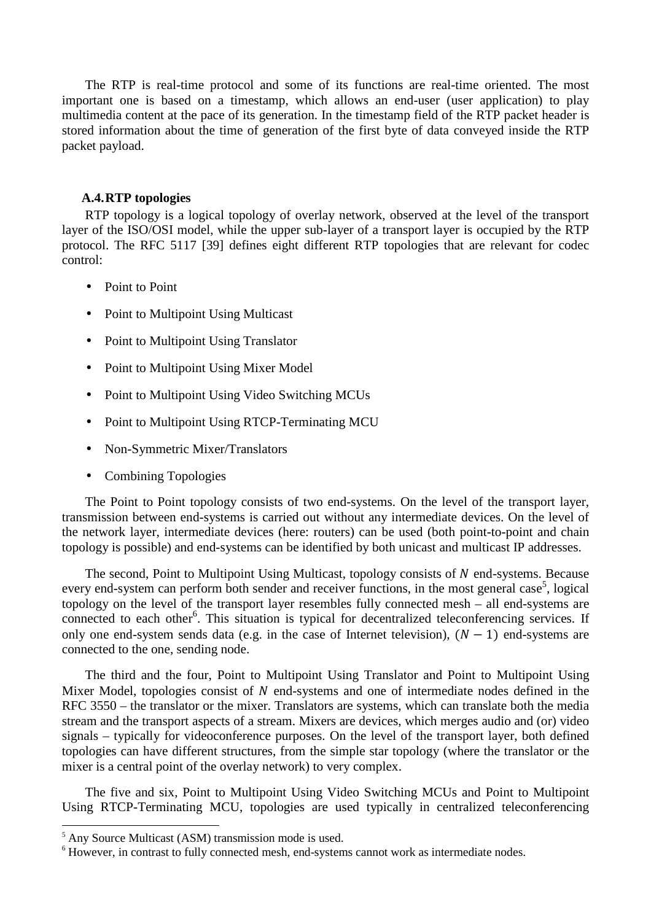The RTP is real-time protocol and some of its functions are real-time oriented. The most important one is based on a timestamp, which allows an end-user (user application) to play multimedia content at the pace of its generation. In the timestamp field of the RTP packet header is stored information about the time of generation of the first byte of data conveyed inside the RTP packet payload.

### A.4. RTP topologies

RTP topology is a logical topology of overlay network, observed at the level of the transport layer of the ISO/OSI model, while the upper sub-layer of a transport layer is occupied by the RTP protocol. The RFC 5117 [39] defines eight different RTP topologies that are relevant for codec control:

- Point to Point
- Point to Multipoint Using Multicast
- Point to Multipoint Using Translator
- Point to Multipoint Using Mixer Model
- Point to Multipoint Using Video Switching MCUs
- Point to Multipoint Using RTCP-Terminating MCU
- Non-Symmetric Mixer/Translators
- Combining Topologies

The Point to Point topology consists of two end-systems. On the level of the transport layer, transmission between end-systems is carried out without any intermediate devices. On the level of the network layer, intermediate devices (here: routers) can be used (both point-to-point and chain topology is possible) and end-systems can be identified by both unicast and multicast IP addresses.

The second, Point to Multipoint Using Multicast, topology consists of $N$ end-systems. Because every end-system can perform both sender and receiver functions, in the most general case[5], logical topology on the level of the transport layer resembles fully connected mesh – all end-systems are connected to each other[6]. This situation is typical for decentralized teleconferencing services. If only one end-system sends data (e.g. in the case of Internet television), $(N-1)$ end-systems are connected to the one, sending node.

The third and the four, Point to Multipoint Using Translator and Point to Multipoint Using Mixer Model, topologies consist of $N$ end-systems and one of intermediate nodes defined in the RFC 3550 – the translator or the mixer. Translators are systems, which can translate both the media stream and the transport aspects of a stream. Mixers are devices, which merges audio and (or) video signals – typically for videoconference purposes. On the level of the transport layer, both defined topologies can have different structures, from the simple star topology (where the translator or the mixer is a central point of the overlay network) to very complex.

The five and six, Point to Multipoint Using Video Switching MCUs and Point to Multipoint Using RTCP-Terminating MCU, topologies are used typically in centralized teleconferencing

[5] Any Source Multicast (ASM) transmission mode is used.

[6] However, in contrast to fully connected mesh, end-systems cannot work as intermediate nodes.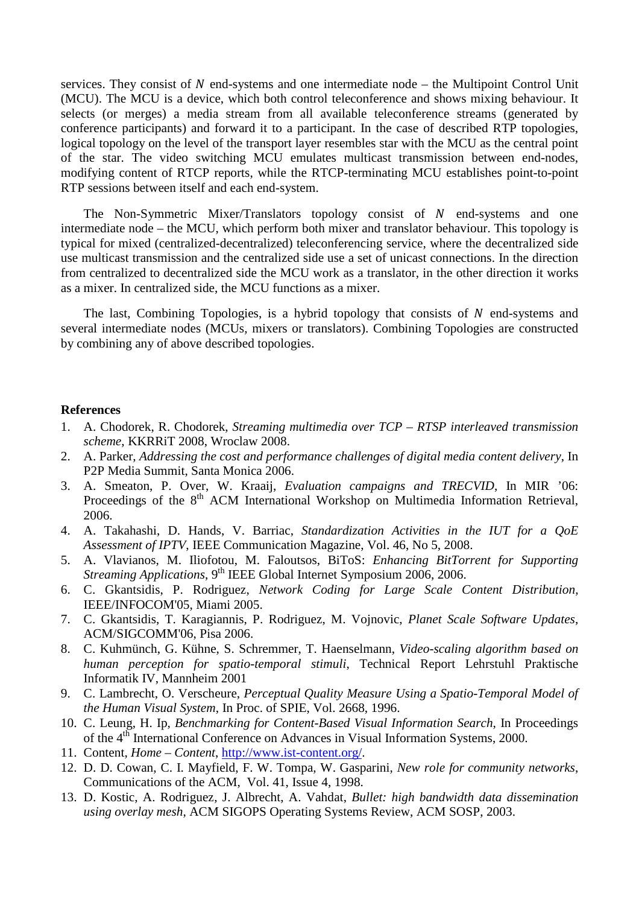services. They consist of $N$ end-systems and one intermediate node – the Multipoint Control Unit (MCU). The MCU is a device, which both control teleconference and shows mixing behaviour. It selects (or merges) a media stream from all available teleconference streams (generated by conference participants) and forward it to a participant. In the case of described RTP topologies, logical topology on the level of the transport layer resembles star with the MCU as the central point of the star. The video switching MCU emulates multicast transmission between end-nodes, modifying content of RTCP reports, while the RTCP-terminating MCU establishes point-to-point RTP sessions between itself and each end-system.

The Non-Symmetric Mixer/Translators topology consist of $N$ end-systems and one intermediate node – the MCU, which perform both mixer and translator behaviour. This topology is typical for mixed (centralized-decentralized) teleconferencing service, where the decentralized side use multicast transmission and the centralized side use a set of unicast connections. In the direction from centralized to decentralized side the MCU work as a translator, in the other direction it works as a mixer. In centralized side, the MCU functions as a mixer.

The last, Combining Topologies, is a hybrid topology that consists of $N$ end-systems and several intermediate nodes (MCUs, mixers or translators). Combining Topologies are constructed by combining any of above described topologies.

**References**

1. A. Chodorek, R. Chodorek, *Streaming multimedia over TCP – RTSP interleaved transmission scheme*, KKRRiT 2008, Wroclaw 2008.
2. A. Parker, *Addressing the cost and performance challenges of digital media content delivery*, In P2P Media Summit, Santa Monica 2006.
3. A. Smeaton, P. Over, W. Kraaij, *Evaluation campaigns and TRECVID*, In MIR '06: Proceedings of the 8th ACM International Workshop on Multimedia Information Retrieval, 2006.
4. A. Takahashi, D. Hands, V. Barriac, *Standardization Activities in the IUT for a QoE Assessment of IPTV*, IEEE Communication Magazine, Vol. 46, No 5, 2008.
5. A. Vlavianos, M. Iliofotou, M. Faloutsos, BiToS: *Enhancing BitTorrent for Supporting Streaming Applications*, 9th IEEE Global Internet Symposium 2006, 2006.
6. C. Gkantsidis, P. Rodriguez, *Network Coding for Large Scale Content Distribution*, IEEE/INFOCOM'05, Miami 2005.
7. C. Gkantsidis, T. Karagiannis, P. Rodriguez, M. Vojnovic, *Planet Scale Software Updates*, ACM/SIGCOMM'06, Pisa 2006.
8. C. Kuhmünch, G. Kühne, S. Schremmer, T. Haenselmann, *Video-scaling algorithm based on human perception for spatio-temporal stimuli*, Technical Report Lehrstuhl Praktische Informatik IV, Mannheim 2001
9. C. Lambrecht, O. Verscheure, *Perceptual Quality Measure Using a Spatio-Temporal Model of the Human Visual System*, In Proc. of SPIE, Vol. 2668, 1996.
10. C. Leung, H. Ip, *Benchmarking for Content-Based Visual Information Search*, In Proceedings of the 4th International Conference on Advances in Visual Information Systems, 2000.
11. Content, *Home – Content*, http://www.ist-content.org/.
12. D. D. Cowan, C. I. Mayfield, F. W. Tompa, W. Gasparini, *New role for community networks*, Communications of the ACM, Vol. 41, Issue 4, 1998.
13. D. Kostic, A. Rodriguez, J. Albrecht, A. Vahdat, *Bullet: high bandwidth data dissemination using overlay mesh*, ACM SIGOPS Operating Systems Review, ACM SOSP, 2003.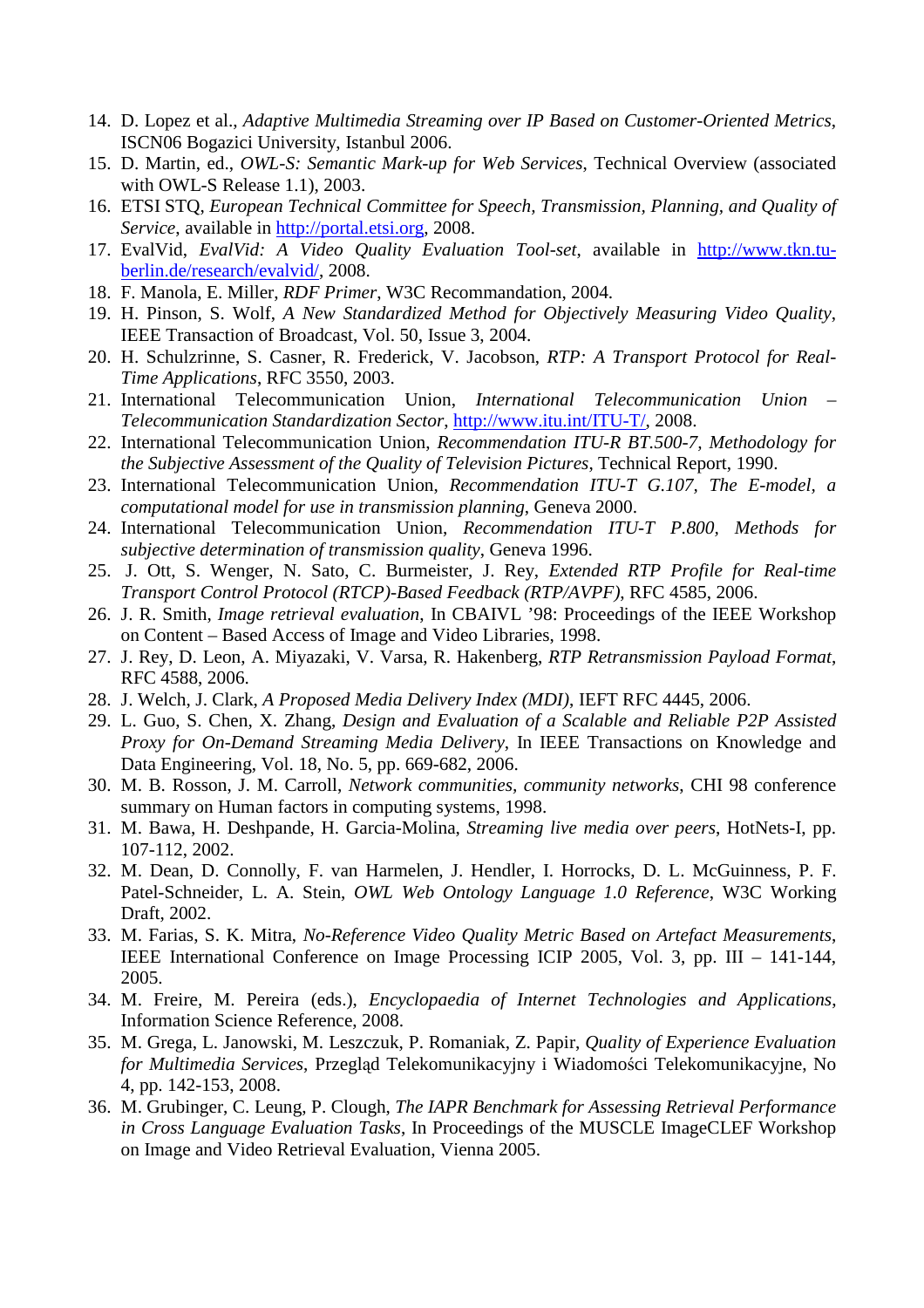14. D. Lopez et al., *Adaptive Multimedia Streaming over IP Based on Customer-Oriented Metrics*, ISCN06 Bogazici University, Istanbul 2006.
15. D. Martin, ed., *OWL-S: Semantic Mark-up for Web Services*, Technical Overview (associated with OWL-S Release 1.1), 2003.
16. ETSI STQ, *European Technical Committee for Speech, Transmission, Planning, and Quality of Service*, available in http://portal.etsi.org, 2008.
17. EvalVid, *EvalVid: A Video Quality Evaluation Tool-set*, available in http://www.tkn.tu-berlin.de/research/evalvid/, 2008.
18. F. Manola, E. Miller, *RDF Primer*, W3C Recommandation, 2004.
19. H. Pinson, S. Wolf, *A New Standardized Method for Objectively Measuring Video Quality*, IEEE Transaction of Broadcast, Vol. 50, Issue 3, 2004.
20. H. Schulzrinne, S. Casner, R. Frederick, V. Jacobson, *RTP: A Transport Protocol for Real-Time Applications*, RFC 3550, 2003.
21. International Telecommunication Union, *International Telecommunication Union – Telecommunication Standardization Sector*, http://www.itu.int/ITU-T/, 2008.
22. International Telecommunication Union, *Recommendation ITU-R BT.500-7, Methodology for the Subjective Assessment of the Quality of Television Pictures*, Technical Report, 1990.
23. International Telecommunication Union, *Recommendation ITU-T G.107, The E-model, a computational model for use in transmission planning*, Geneva 2000.
24. International Telecommunication Union, *Recommendation ITU-T P.800, Methods for subjective determination of transmission quality*, Geneva 1996.
25. J. Ott, S. Wenger, N. Sato, C. Burmeister, J. Rey, *Extended RTP Profile for Real-time Transport Control Protocol (RTCP)-Based Feedback (RTP/AVPF)*, RFC 4585, 2006.
26. J. R. Smith, *Image retrieval evaluation*, In CBAIVL '98: Proceedings of the IEEE Workshop on Content – Based Access of Image and Video Libraries, 1998.
27. J. Rey, D. Leon, A. Miyazaki, V. Varsa, R. Hakenberg, *RTP Retransmission Payload Format*, RFC 4588, 2006.
28. J. Welch, J. Clark, *A Proposed Media Delivery Index (MDI)*, IEFT RFC 4445, 2006.
29. L. Guo, S. Chen, X. Zhang, *Design and Evaluation of a Scalable and Reliable P2P Assisted Proxy for On-Demand Streaming Media Delivery*, In IEEE Transactions on Knowledge and Data Engineering, Vol. 18, No. 5, pp. 669-682, 2006.
30. M. B. Rosson, J. M. Carroll, *Network communities, community networks*, CHI 98 conference summary on Human factors in computing systems, 1998.
31. M. Bawa, H. Deshpande, H. Garcia-Molina, *Streaming live media over peers*, HotNets-I, pp. 107-112, 2002.
32. M. Dean, D. Connolly, F. van Harmelen, J. Hendler, I. Horrocks, D. L. McGuinness, P. F. Patel-Schneider, L. A. Stein, *OWL Web Ontology Language 1.0 Reference*, W3C Working Draft, 2002.
33. M. Farias, S. K. Mitra, *No-Reference Video Quality Metric Based on Artefact Measurements*, IEEE International Conference on Image Processing ICIP 2005, Vol. 3, pp. III – 141-144, 2005.
34. M. Freire, M. Pereira (eds.), *Encyclopaedia of Internet Technologies and Applications*, Information Science Reference, 2008.
35. M. Grega, L. Janowski, M. Leszczuk, P. Romaniak, Z. Papir, *Quality of Experience Evaluation for Multimedia Services*, Przegląd Telekomunikacyjny i Wiadomości Telekomunikacyjne, No 4, pp. 142-153, 2008.
36. M. Grubinger, C. Leung, P. Clough, *The IAPR Benchmark for Assessing Retrieval Performance in Cross Language Evaluation Tasks*, In Proceedings of the MUSCLE ImageCLEF Workshop on Image and Video Retrieval Evaluation, Vienna 2005.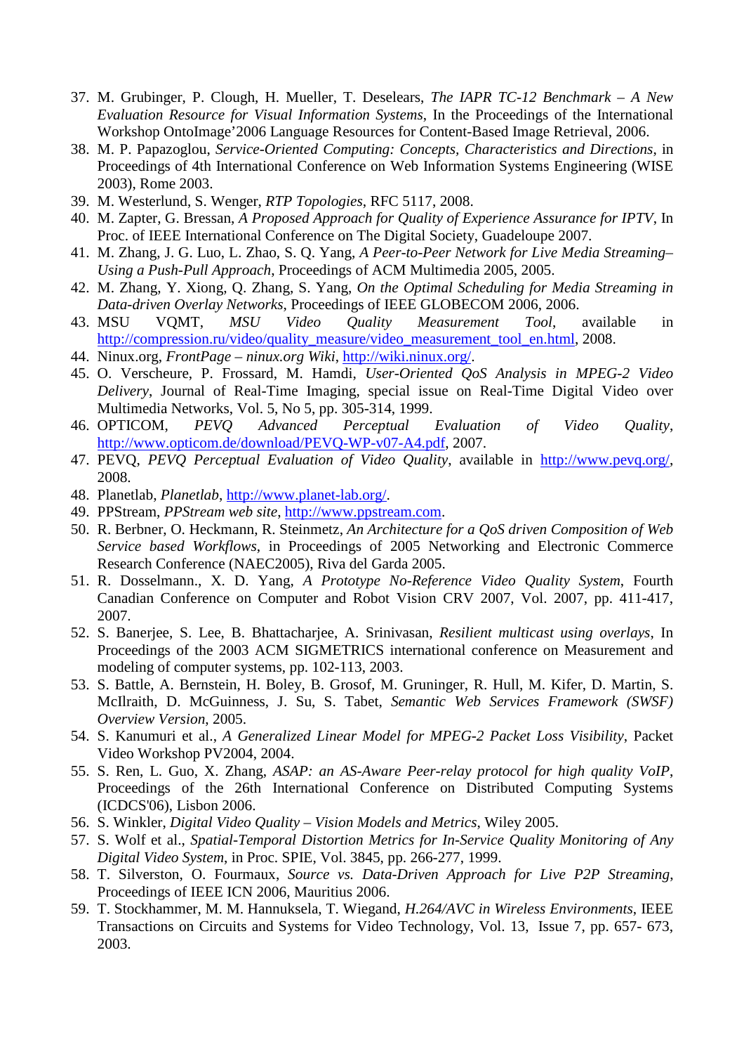37. M. Grubinger, P. Clough, H. Mueller, T. Deselears, *The IAPR TC-12 Benchmark – A New Evaluation Resource for Visual Information Systems*, In the Proceedings of the International Workshop OntoImage'2006 Language Resources for Content-Based Image Retrieval, 2006.
38. M. P. Papazoglou, *Service-Oriented Computing: Concepts, Characteristics and Directions*, in Proceedings of 4th International Conference on Web Information Systems Engineering (WISE 2003), Rome 2003.
39. M. Westerlund, S. Wenger, *RTP Topologies*, RFC 5117, 2008.
40. M. Zapter, G. Bressan, *A Proposed Approach for Quality of Experience Assurance for IPTV*, In Proc. of IEEE International Conference on The Digital Society, Guadeloupe 2007.
41. M. Zhang, J. G. Luo, L. Zhao, S. Q. Yang, *A Peer-to-Peer Network for Live Media Streaming–Using a Push-Pull Approach*, Proceedings of ACM Multimedia 2005, 2005.
42. M. Zhang, Y. Xiong, Q. Zhang, S. Yang, *On the Optimal Scheduling for Media Streaming in Data-driven Overlay Networks*, Proceedings of IEEE GLOBECOM 2006, 2006.
43. MSU VQMT, *MSU Video Quality Measurement Tool*, available in http://compression.ru/video/quality_measure/video_measurement_tool_en.html, 2008.
44. Ninux.org, *FrontPage – ninux.org Wiki*, http://wiki.ninux.org/.
45. O. Verscheure, P. Frossard, M. Hamdi, *User-Oriented QoS Analysis in MPEG-2 Video Delivery*, Journal of Real-Time Imaging, special issue on Real-Time Digital Video over Multimedia Networks, Vol. 5, No 5, pp. 305-314, 1999.
46. OPTICOM, *PEVQ Advanced Perceptual Evaluation of Video Quality*, http://www.opticom.de/download/PEVQ-WP-v07-A4.pdf, 2007.
47. PEVQ, *PEVQ Perceptual Evaluation of Video Quality*, available in http://www.pevq.org/, 2008.
48. Planetlab, *Planetlab*, http://www.planet-lab.org/.
49. PPStream, *PPStream web site*, http://www.ppstream.com.
50. R. Berbner, O. Heckmann, R. Steinmetz, *An Architecture for a QoS driven Composition of Web Service based Workflows*, in Proceedings of 2005 Networking and Electronic Commerce Research Conference (NAEC2005), Riva del Garda 2005.
51. R. Dosselmann., X. D. Yang, *A Prototype No-Reference Video Quality System*, Fourth Canadian Conference on Computer and Robot Vision CRV 2007, Vol. 2007, pp. 411-417, 2007.
52. S. Banerjee, S. Lee, B. Bhattacharjee, A. Srinivasan, *Resilient multicast using overlays*, In Proceedings of the 2003 ACM SIGMETRICS international conference on Measurement and modeling of computer systems, pp. 102-113, 2003.
53. S. Battle, A. Bernstein, H. Boley, B. Grosof, M. Gruninger, R. Hull, M. Kifer, D. Martin, S. McIlraith, D. McGuinness, J. Su, S. Tabet, *Semantic Web Services Framework (SWSF) Overview Version*, 2005.
54. S. Kanumuri et al., *A Generalized Linear Model for MPEG-2 Packet Loss Visibility*, Packet Video Workshop PV2004, 2004.
55. S. Ren, L. Guo, X. Zhang, *ASAP: an AS-Aware Peer-relay protocol for high quality VoIP*, Proceedings of the 26th International Conference on Distributed Computing Systems (ICDCS'06), Lisbon 2006.
56. S. Winkler, *Digital Video Quality – Vision Models and Metrics*, Wiley 2005.
57. S. Wolf et al., *Spatial-Temporal Distortion Metrics for In-Service Quality Monitoring of Any Digital Video System*, in Proc. SPIE, Vol. 3845, pp. 266-277, 1999.
58. T. Silverston, O. Fourmaux, *Source vs. Data-Driven Approach for Live P2P Streaming*, Proceedings of IEEE ICN 2006, Mauritius 2006.
59. T. Stockhammer, M. M. Hannuksela, T. Wiegand, *H.264/AVC in Wireless Environments*, IEEE Transactions on Circuits and Systems for Video Technology, Vol. 13, Issue 7, pp. 657- 673, 2003.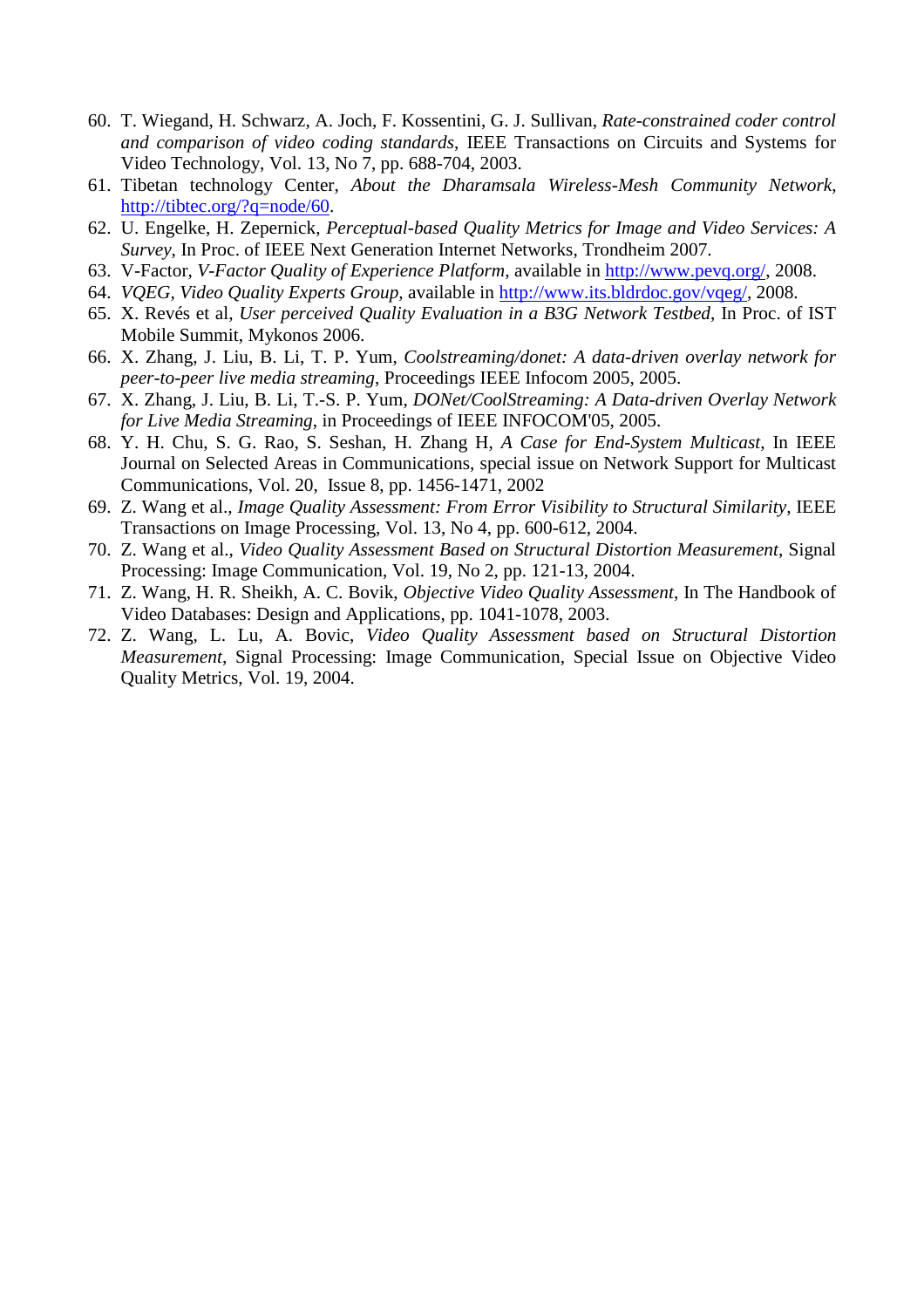60. T. Wiegand, H. Schwarz, A. Joch, F. Kossentini, G. J. Sullivan, *Rate-constrained coder control and comparison of video coding standards*, IEEE Transactions on Circuits and Systems for Video Technology, Vol. 13, No 7, pp. 688-704, 2003.
61. Tibetan technology Center, *About the Dharamsala Wireless-Mesh Community Network*, http://tibtec.org/?q=node/60.
62. U. Engelke, H. Zepernick, *Perceptual-based Quality Metrics for Image and Video Services: A Survey*, In Proc. of IEEE Next Generation Internet Networks, Trondheim 2007.
63. V-Factor, *V-Factor Quality of Experience Platform*, available in http://www.pevq.org/, 2008.
64. *VQEG, Video Quality Experts Group*, available in http://www.its.bldrdoc.gov/vqeg/, 2008.
65. X. Revés et al, *User perceived Quality Evaluation in a B3G Network Testbed*, In Proc. of IST Mobile Summit, Mykonos 2006.
66. X. Zhang, J. Liu, B. Li, T. P. Yum, *Coolstreaming/donet: A data-driven overlay network for peer-to-peer live media streaming*, Proceedings IEEE Infocom 2005, 2005.
67. X. Zhang, J. Liu, B. Li, T.-S. P. Yum, *DONet/CoolStreaming: A Data-driven Overlay Network for Live Media Streaming*, in Proceedings of IEEE INFOCOM'05, 2005.
68. Y. H. Chu, S. G. Rao, S. Seshan, H. Zhang H, *A Case for End-System Multicast*, In IEEE Journal on Selected Areas in Communications, special issue on Network Support for Multicast Communications, Vol. 20, Issue 8, pp. 1456-1471, 2002
69. Z. Wang et al., *Image Quality Assessment: From Error Visibility to Structural Similarity*, IEEE Transactions on Image Processing, Vol. 13, No 4, pp. 600-612, 2004.
70. Z. Wang et al., *Video Quality Assessment Based on Structural Distortion Measurement*, Signal Processing: Image Communication, Vol. 19, No 2, pp. 121-13, 2004.
71. Z. Wang, H. R. Sheikh, A. C. Bovik, *Objective Video Quality Assessment*, In The Handbook of Video Databases: Design and Applications, pp. 1041-1078, 2003.
72. Z. Wang, L. Lu, A. Bovic, *Video Quality Assessment based on Structural Distortion Measurement*, Signal Processing: Image Communication, Special Issue on Objective Video Quality Metrics, Vol. 19, 2004.